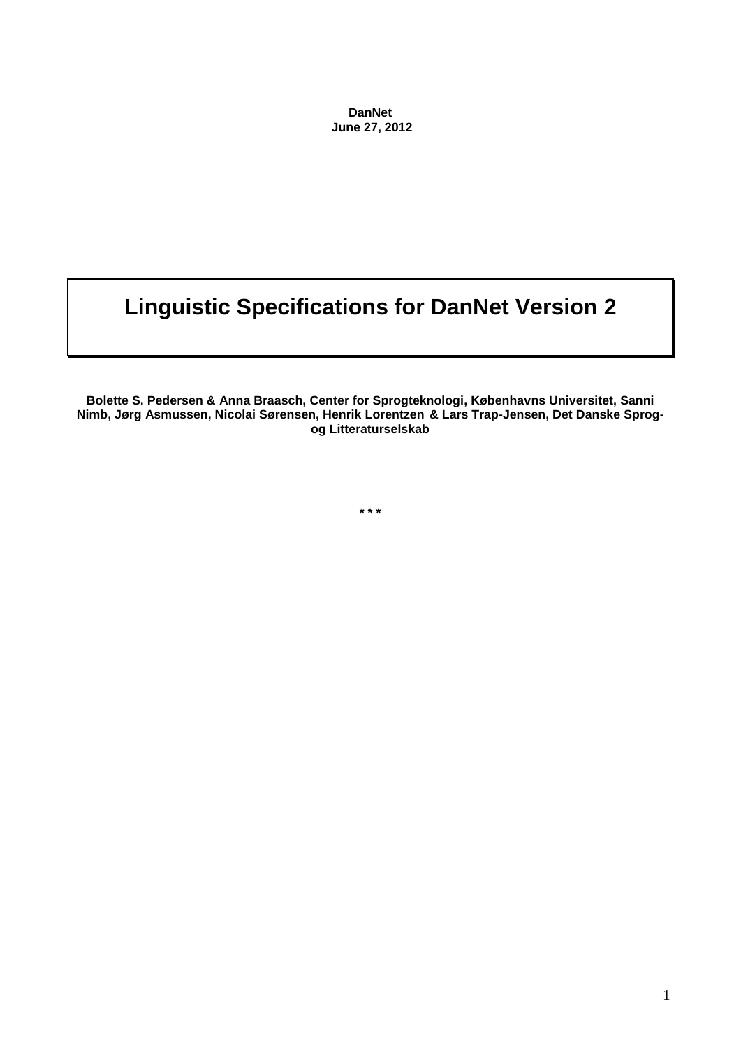**DanNet**
**June 27, 2012**

# Linguistic Specifications for DanNet Version 2

**Bolette S. Pedersen & Anna Braasch, Center for Sprogteknologi, Københavns Universitet, Sanni Nimb, Jørg Asmussen, Nicolai Sørensen, Henrik Lorentzen & Lars Trap-Jensen, Det Danske Sprog- og Litteraturselskab**

\* \* \*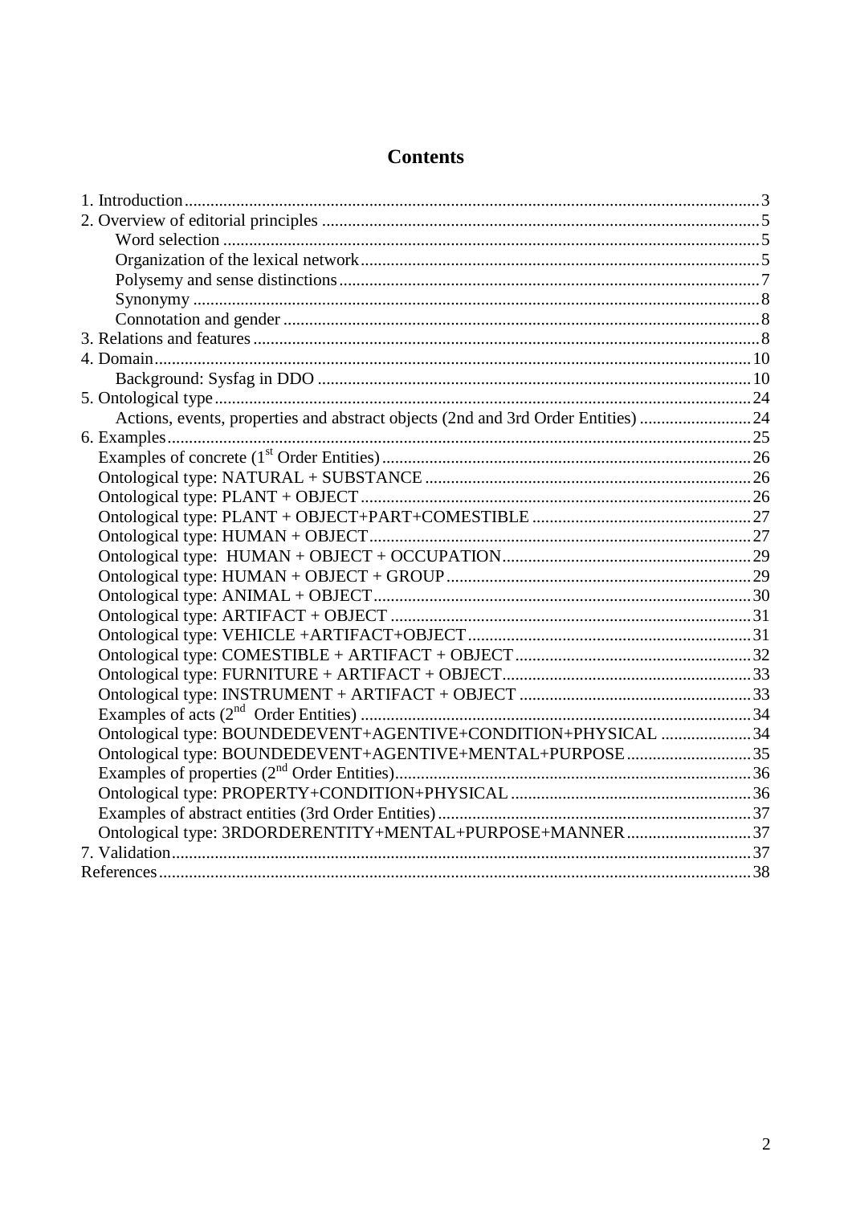# Contents

1. Introduction ... 3
2. Overview of editorial principles ... 5
   - Word selection ... 5
   - Organization of the lexical network ... 5
   - Polysemy and sense distinctions ... 7
   - Synonymy ... 8
   - Connotation and gender ... 8
3. Relations and features ... 8
4. Domain ... 10
   - Background: Sysfag in DDO ... 10
5. Ontological type ... 24
   - Actions, events, properties and abstract objects (2nd and 3rd Order Entities) ... 24
6. Examples ... 25
   - Examples of concrete (1st Order Entities) ... 26
   - Ontological type: NATURAL + SUBSTANCE ... 26
   - Ontological type: PLANT + OBJECT ... 26
   - Ontological type: PLANT + OBJECT+PART+COMESTIBLE ... 27
   - Ontological type: HUMAN + OBJECT ... 27
   - Ontological type: HUMAN + OBJECT + OCCUPATION ... 29
   - Ontological type: HUMAN + OBJECT + GROUP ... 29
   - Ontological type: ANIMAL + OBJECT ... 30
   - Ontological type: ARTIFACT + OBJECT ... 31
   - Ontological type: VEHICLE +ARTIFACT+OBJECT ... 31
   - Ontological type: COMESTIBLE + ARTIFACT + OBJECT ... 32
   - Ontological type: FURNITURE + ARTIFACT + OBJECT ... 33
   - Ontological type: INSTRUMENT + ARTIFACT + OBJECT ... 33
   - Examples of acts (2nd Order Entities) ... 34
   - Ontological type: BOUNDEDEVENT+AGENTIVE+CONDITION+PHYSICAL ... 34
   - Ontological type: BOUNDEDEVENT+AGENTIVE+MENTAL+PURPOSE ... 35
   - Examples of properties (2nd Order Entities) ... 36
   - Ontological type: PROPERTY+CONDITION+PHYSICAL ... 36
   - Examples of abstract entities (3rd Order Entities) ... 37
   - Ontological type: 3RDORDERENTITY+MENTAL+PURPOSE+MANNER ... 37
7. Validation ... 37

References ... 38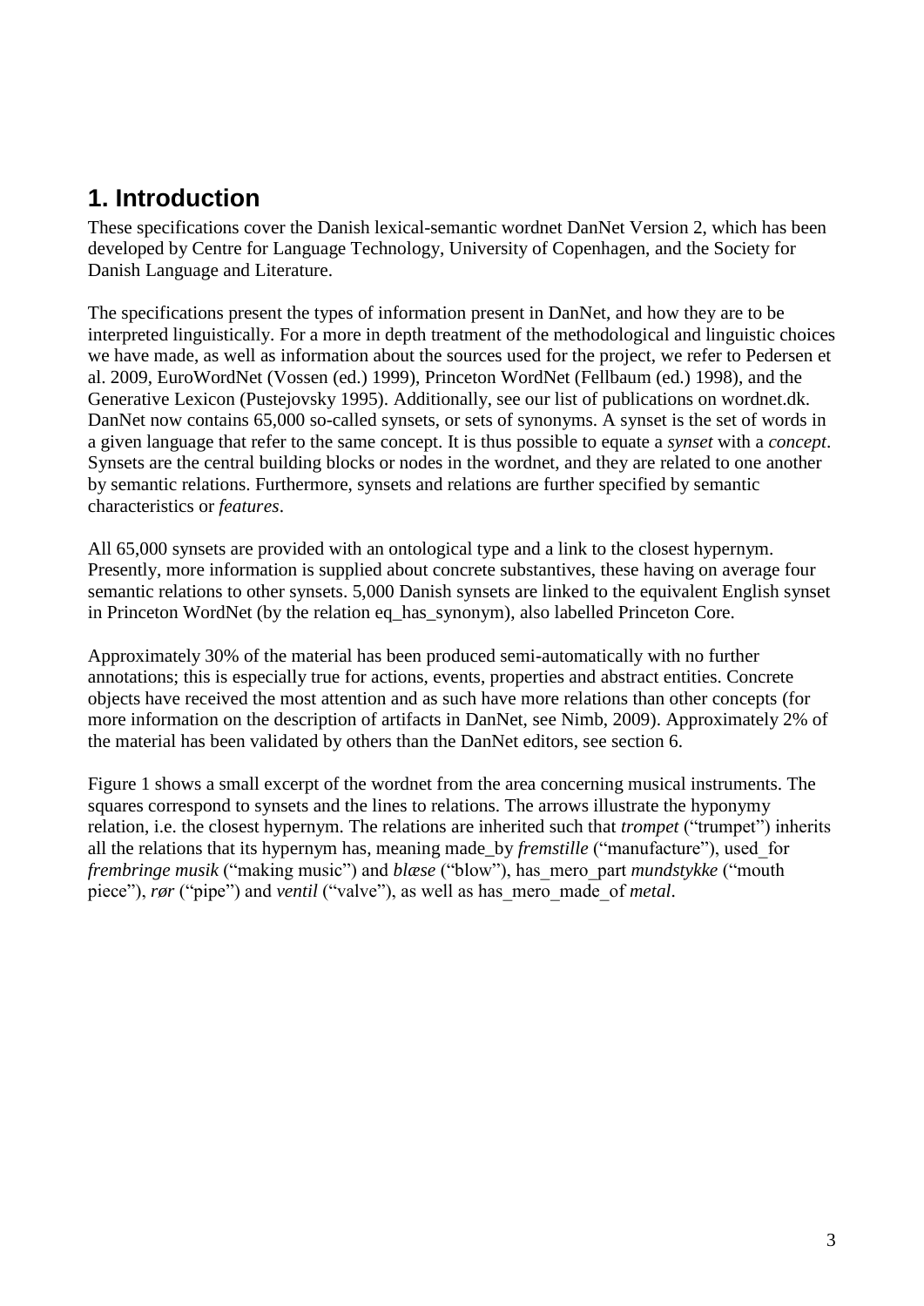# 1. Introduction

These specifications cover the Danish lexical-semantic wordnet DanNet Version 2, which has been developed by Centre for Language Technology, University of Copenhagen, and the Society for Danish Language and Literature.

The specifications present the types of information present in DanNet, and how they are to be interpreted linguistically. For a more in depth treatment of the methodological and linguistic choices we have made, as well as information about the sources used for the project, we refer to Pedersen et al. 2009, EuroWordNet (Vossen (ed.) 1999), Princeton WordNet (Fellbaum (ed.) 1998), and the Generative Lexicon (Pustejovsky 1995). Additionally, see our list of publications on wordnet.dk. DanNet now contains 65,000 so-called synsets, or sets of synonyms. A synset is the set of words in a given language that refer to the same concept. It is thus possible to equate a *synset* with a *concept*. Synsets are the central building blocks or nodes in the wordnet, and they are related to one another by semantic relations. Furthermore, synsets and relations are further specified by semantic characteristics or *features*.

All 65,000 synsets are provided with an ontological type and a link to the closest hypernym. Presently, more information is supplied about concrete substantives, these having on average four semantic relations to other synsets. 5,000 Danish synsets are linked to the equivalent English synset in Princeton WordNet (by the relation eq_has_synonym), also labelled Princeton Core.

Approximately 30% of the material has been produced semi-automatically with no further annotations; this is especially true for actions, events, properties and abstract entities. Concrete objects have received the most attention and as such have more relations than other concepts (for more information on the description of artifacts in DanNet, see Nimb, 2009). Approximately 2% of the material has been validated by others than the DanNet editors, see section 6.

Figure 1 shows a small excerpt of the wordnet from the area concerning musical instruments. The squares correspond to synsets and the lines to relations. The arrows illustrate the hyponymy relation, i.e. the closest hypernym. The relations are inherited such that *trompet* ("trumpet") inherits all the relations that its hypernym has, meaning made_by *fremstille* ("manufacture"), used_for *frembringe musik* ("making music") and *blæse* ("blow"), has_mero_part *mundstykke* ("mouth piece"), *rør* ("pipe") and *ventil* ("valve"), as well as has_mero_made_of *metal*.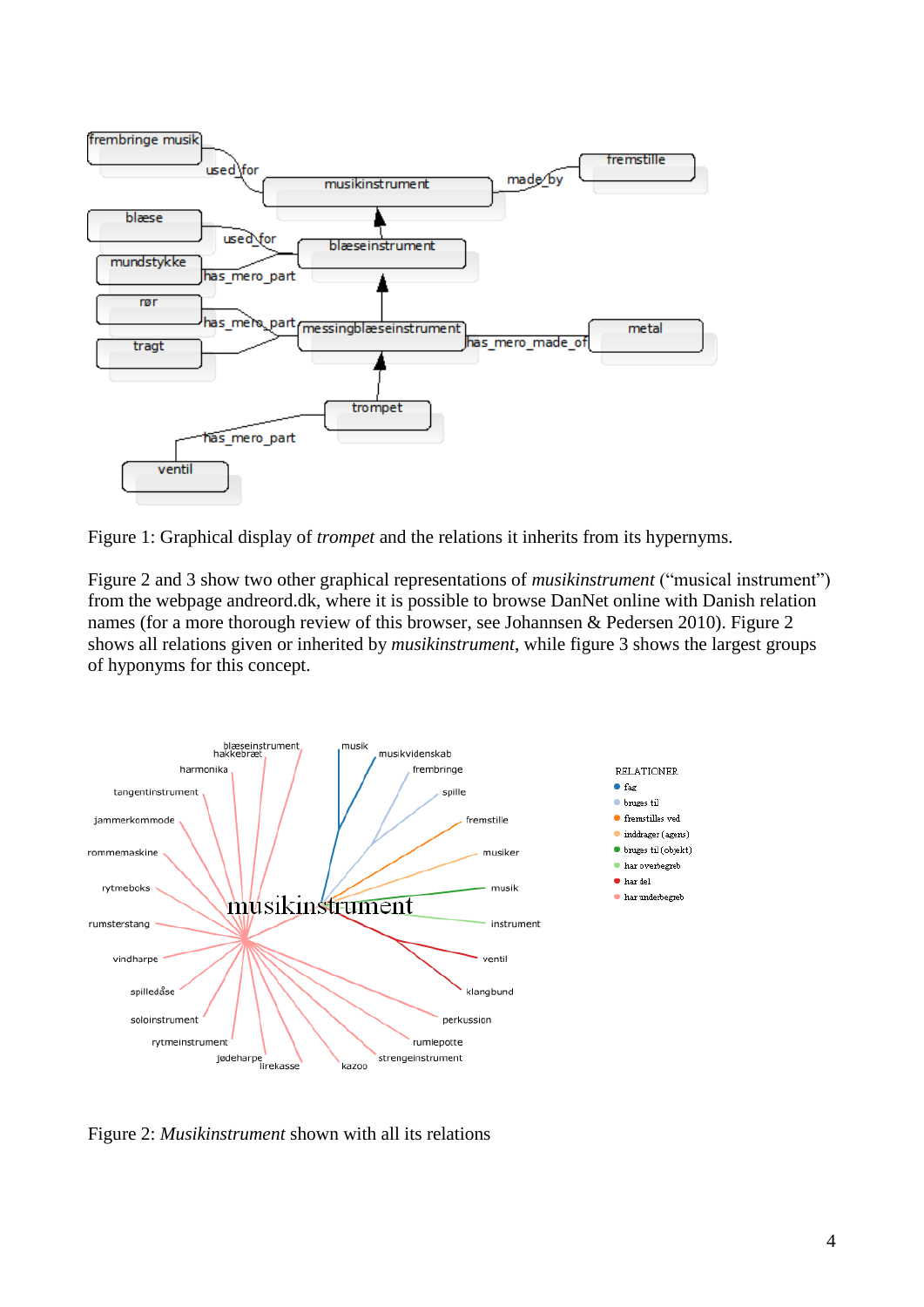Figure 1: Graphical display of *trompet* and the relations it inherits from its hypernyms.

Figure 2 and 3 show two other graphical representations of *musikinstrument* (“musical instrument”) from the webpage andreord.dk, where it is possible to browse DanNet online with Danish relation names (for a more thorough review of this browser, see Johannsen & Pedersen 2010). Figure 2 shows all relations given or inherited by *musikinstrument*, while figure 3 shows the largest groups of hyponyms for this concept.

Figure 2: *Musikinstrument* shown with all its relations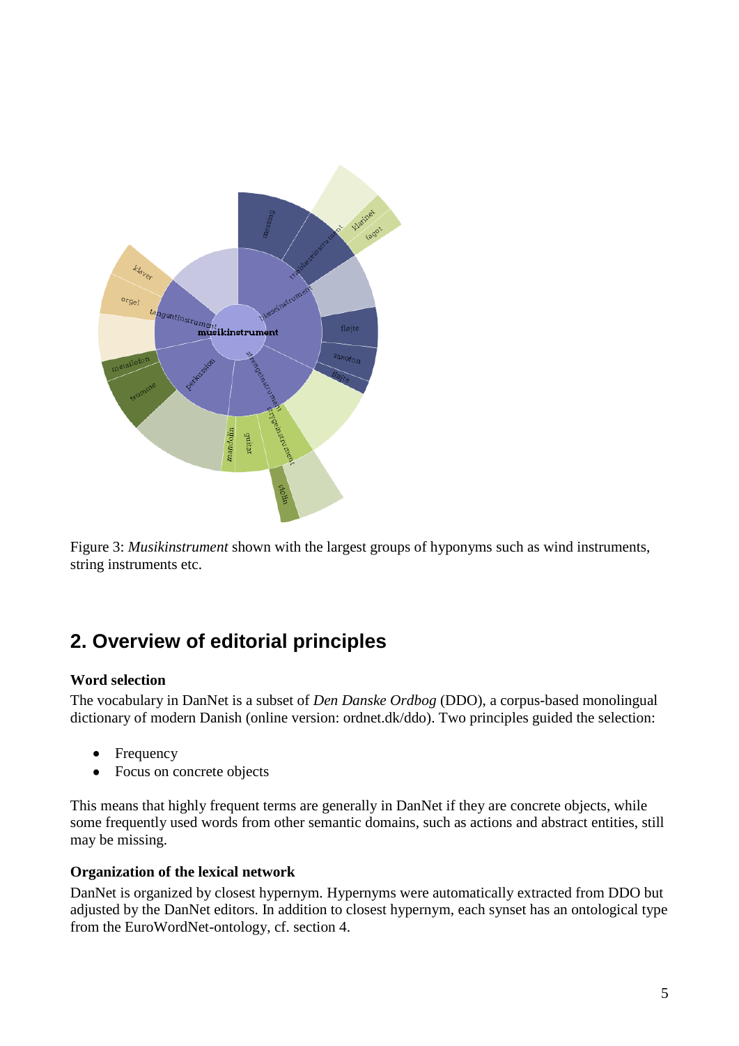Figure 3: *Musikinstrument* shown with the largest groups of hyponyms such as wind instruments, string instruments etc.

## 2. Overview of editorial principles

**Word selection**

The vocabulary in DanNet is a subset of *Den Danske Ordbog* (DDO), a corpus-based monolingual dictionary of modern Danish (online version: ordnet.dk/ddo). Two principles guided the selection:

- Frequency
- Focus on concrete objects

This means that highly frequent terms are generally in DanNet if they are concrete objects, while some frequently used words from other semantic domains, such as actions and abstract entities, still may be missing.

**Organization of the lexical network**

DanNet is organized by closest hypernym. Hypernyms were automatically extracted from DDO but adjusted by the DanNet editors. In addition to closest hypernym, each synset has an ontological type from the EuroWordNet-ontology, cf. section 4.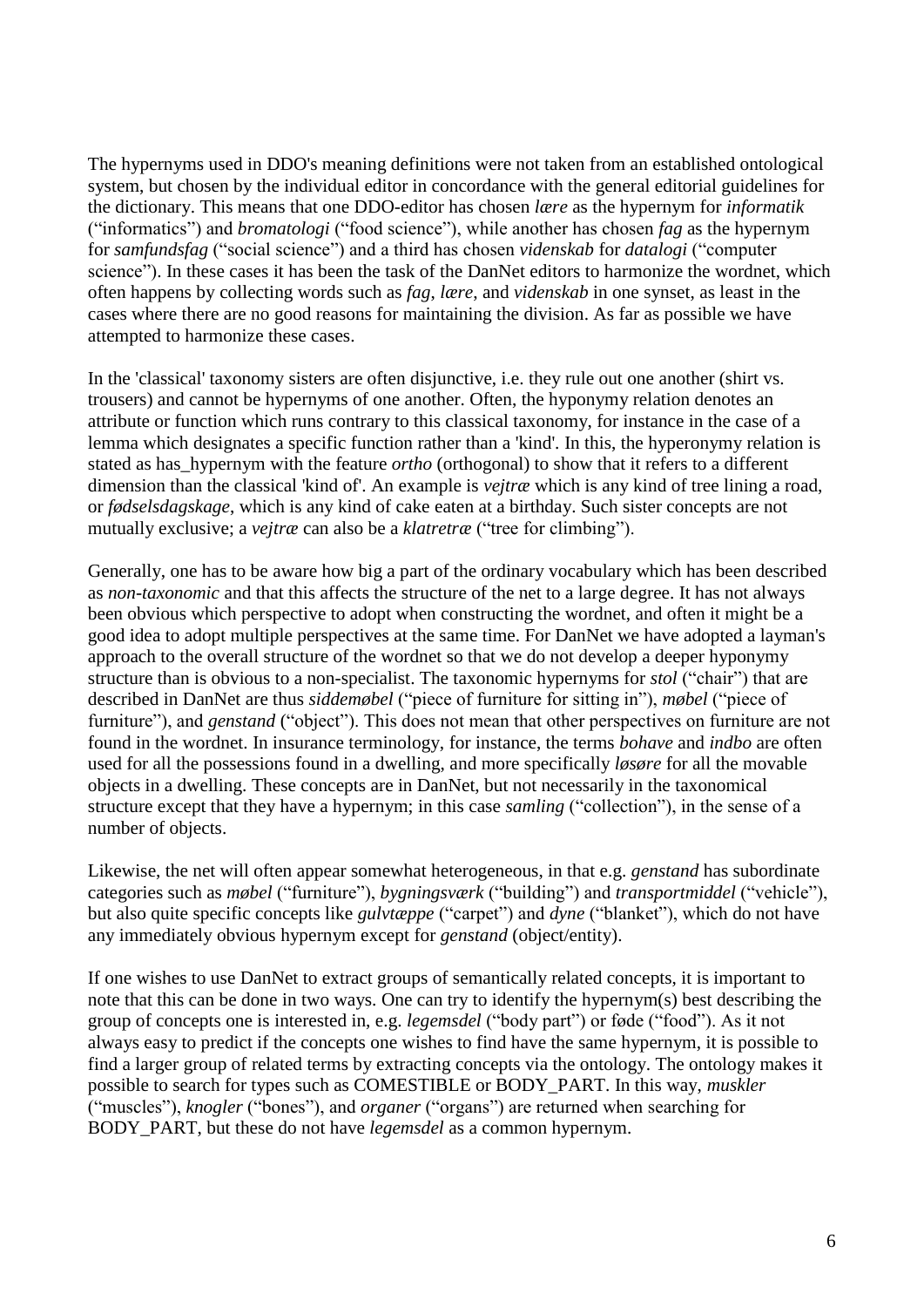The hypernyms used in DDO's meaning definitions were not taken from an established ontological system, but chosen by the individual editor in concordance with the general editorial guidelines for the dictionary. This means that one DDO-editor has chosen *lære* as the hypernym for *informatik* ("informatics") and *bromatologi* ("food science"), while another has chosen *fag* as the hypernym for *samfundsfag* ("social science") and a third has chosen *videnskab* for *datalogi* ("computer science"). In these cases it has been the task of the DanNet editors to harmonize the wordnet, which often happens by collecting words such as *fag*, *lære*, and *videnskab* in one synset, as least in the cases where there are no good reasons for maintaining the division. As far as possible we have attempted to harmonize these cases.

In the 'classical' taxonomy sisters are often disjunctive, i.e. they rule out one another (shirt vs. trousers) and cannot be hypernyms of one another. Often, the hyponymy relation denotes an attribute or function which runs contrary to this classical taxonomy, for instance in the case of a lemma which designates a specific function rather than a 'kind'. In this, the hyperonymy relation is stated as has_hypernym with the feature *ortho* (orthogonal) to show that it refers to a different dimension than the classical 'kind of'. An example is *vejtræ* which is any kind of tree lining a road, or *fødselsdagskage*, which is any kind of cake eaten at a birthday. Such sister concepts are not mutually exclusive; a *vejtræ* can also be a *klatretræ* ("tree for climbing").

Generally, one has to be aware how big a part of the ordinary vocabulary which has been described as *non-taxonomic* and that this affects the structure of the net to a large degree. It has not always been obvious which perspective to adopt when constructing the wordnet, and often it might be a good idea to adopt multiple perspectives at the same time. For DanNet we have adopted a layman's approach to the overall structure of the wordnet so that we do not develop a deeper hyponymy structure than is obvious to a non-specialist. The taxonomic hypernyms for *stol* ("chair") that are described in DanNet are thus *siddemøbel* ("piece of furniture for sitting in"), *møbel* ("piece of furniture"), and *genstand* ("object"). This does not mean that other perspectives on furniture are not found in the wordnet. In insurance terminology, for instance, the terms *bohave* and *indbo* are often used for all the possessions found in a dwelling, and more specifically *løsøre* for all the movable objects in a dwelling. These concepts are in DanNet, but not necessarily in the taxonomical structure except that they have a hypernym; in this case *samling* ("collection"), in the sense of a number of objects.

Likewise, the net will often appear somewhat heterogeneous, in that e.g. *genstand* has subordinate categories such as *møbel* ("furniture"), *bygningsværk* ("building") and *transportmiddel* ("vehicle"), but also quite specific concepts like *gulvtæppe* ("carpet") and *dyne* ("blanket"), which do not have any immediately obvious hypernym except for *genstand* (object/entity).

If one wishes to use DanNet to extract groups of semantically related concepts, it is important to note that this can be done in two ways. One can try to identify the hypernym(s) best describing the group of concepts one is interested in, e.g. *legemsdel* ("body part") or føde ("food"). As it not always easy to predict if the concepts one wishes to find have the same hypernym, it is possible to find a larger group of related terms by extracting concepts via the ontology. The ontology makes it possible to search for types such as COMESTIBLE or BODY_PART. In this way, *muskler* ("muscles"), *knogler* ("bones"), and *organer* ("organs") are returned when searching for BODY_PART, but these do not have *legemsdel* as a common hypernym.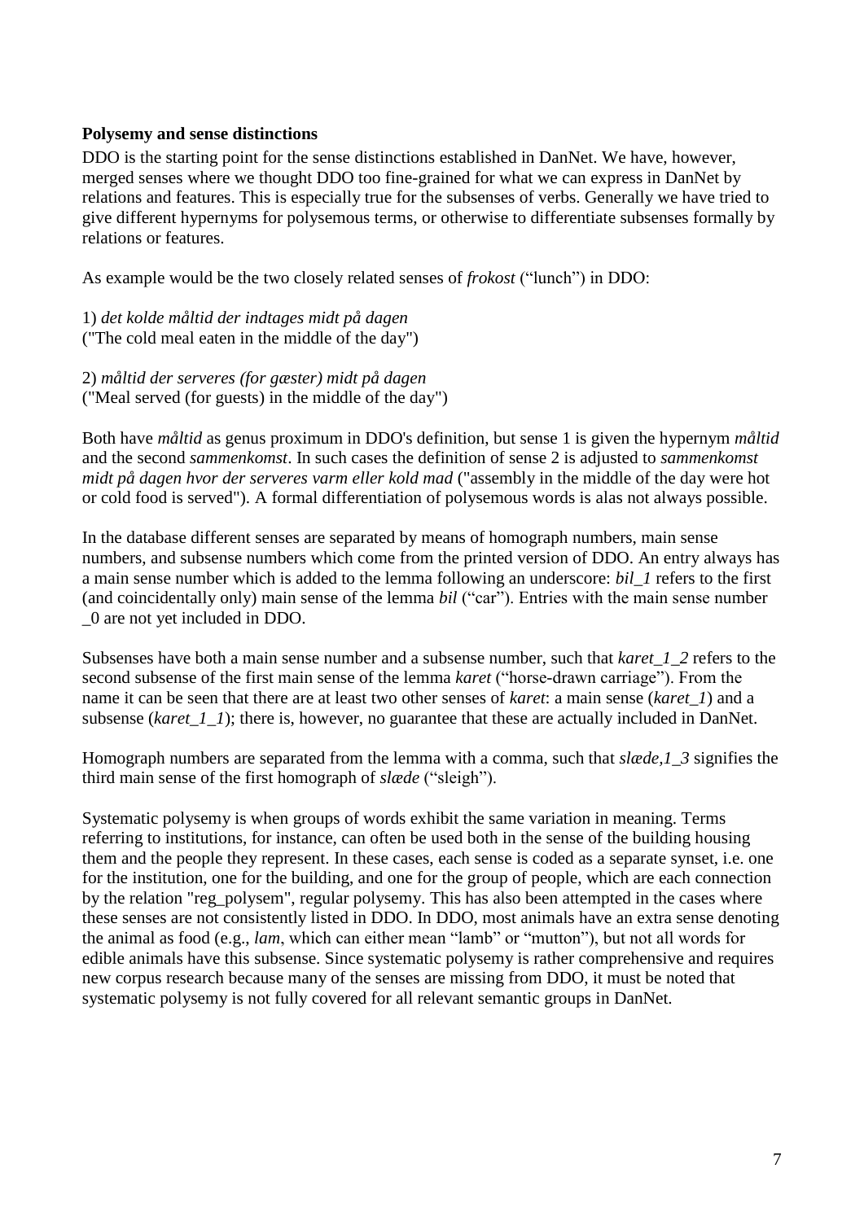**Polysemy and sense distinctions**

DDO is the starting point for the sense distinctions established in DanNet. We have, however, merged senses where we thought DDO too fine-grained for what we can express in DanNet by relations and features. This is especially true for the subsenses of verbs. Generally we have tried to give different hypernyms for polysemous terms, or otherwise to differentiate subsenses formally by relations or features.

As example would be the two closely related senses of *frokost* ("lunch") in DDO:

1) *det kolde måltid der indtages midt på dagen*
("The cold meal eaten in the middle of the day")

2) *måltid der serveres (for gæster) midt på dagen*
("Meal served (for guests) in the middle of the day")

Both have *måltid* as genus proximum in DDO's definition, but sense 1 is given the hypernym *måltid* and the second *sammenkomst*. In such cases the definition of sense 2 is adjusted to *sammenkomst midt på dagen hvor der serveres varm eller kold mad* ("assembly in the middle of the day were hot or cold food is served"). A formal differentiation of polysemous words is alas not always possible.

In the database different senses are separated by means of homograph numbers, main sense numbers, and subsense numbers which come from the printed version of DDO. An entry always has a main sense number which is added to the lemma following an underscore: *bil_1* refers to the first (and coincidentally only) main sense of the lemma *bil* ("car"). Entries with the main sense number _0 are not yet included in DDO.

Subsenses have both a main sense number and a subsense number, such that *karet_1_2* refers to the second subsense of the first main sense of the lemma *karet* ("horse-drawn carriage"). From the name it can be seen that there are at least two other senses of *karet*: a main sense (*karet_1*) and a subsense (*karet_1_1*); there is, however, no guarantee that these are actually included in DanNet.

Homograph numbers are separated from the lemma with a comma, such that *slæde,1_3* signifies the third main sense of the first homograph of *slæde* ("sleigh").

Systematic polysemy is when groups of words exhibit the same variation in meaning. Terms referring to institutions, for instance, can often be used both in the sense of the building housing them and the people they represent. In these cases, each sense is coded as a separate synset, i.e. one for the institution, one for the building, and one for the group of people, which are each connection by the relation "reg_polysem", regular polysemy. This has also been attempted in the cases where these senses are not consistently listed in DDO. In DDO, most animals have an extra sense denoting the animal as food (e.g., *lam*, which can either mean "lamb" or "mutton"), but not all words for edible animals have this subsense. Since systematic polysemy is rather comprehensive and requires new corpus research because many of the senses are missing from DDO, it must be noted that systematic polysemy is not fully covered for all relevant semantic groups in DanNet.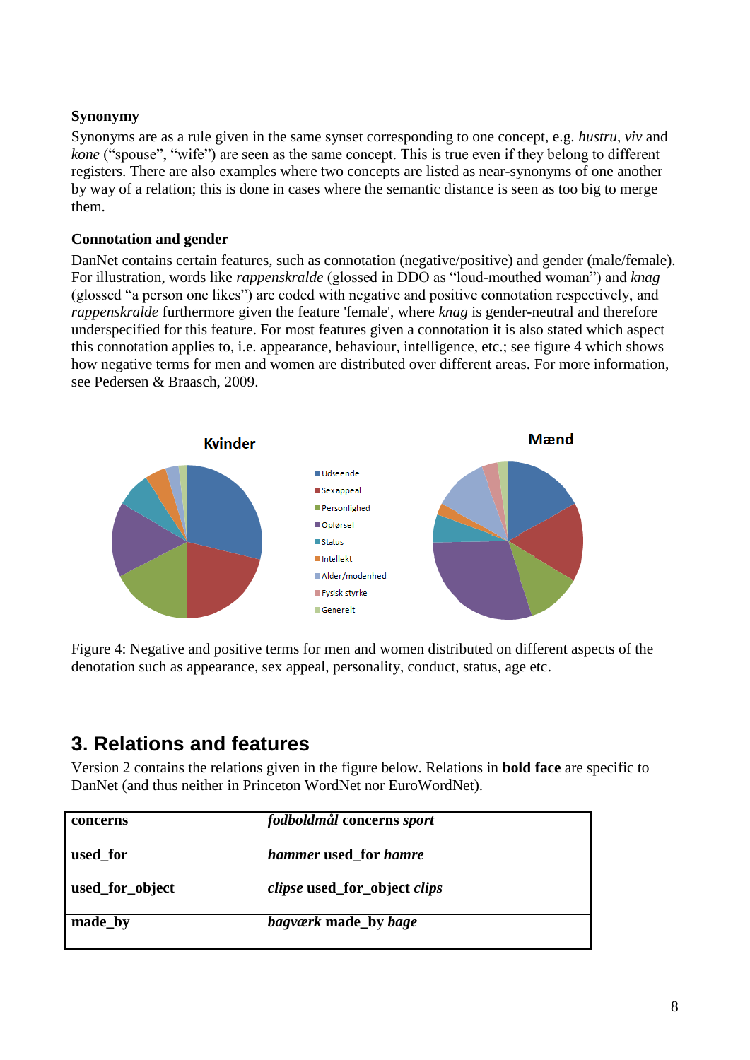**Synonymy**

Synonyms are as a rule given in the same synset corresponding to one concept, e.g. *hustru*, *viv* and *kone* ("spouse", "wife") are seen as the same concept. This is true even if they belong to different registers. There are also examples where two concepts are listed as near-synonyms of one another by way of a relation; this is done in cases where the semantic distance is seen as too big to merge them.

**Connotation and gender**

DanNet contains certain features, such as connotation (negative/positive) and gender (male/female). For illustration, words like *rappenskralde* (glossed in DDO as "loud-mouthed woman") and *knag* (glossed "a person one likes") are coded with negative and positive connotation respectively, and *rappenskralde* furthermore given the feature 'female', where *knag* is gender-neutral and therefore underspecified for this feature. For most features given a connotation it is also stated which aspect this connotation applies to, i.e. appearance, behaviour, intelligence, etc.; see figure 4 which shows how negative terms for men and women are distributed over different areas. For more information, see Pedersen & Braasch, 2009.

Figure 4: Negative and positive terms for men and women distributed on different aspects of the denotation such as appearance, sex appeal, personality, conduct, status, age etc.

## 3. Relations and features

Version 2 contains the relations given in the figure below. Relations in **bold face** are specific to DanNet (and thus neither in Princeton WordNet nor EuroWordNet).

| | |
|---|---|
| **concerns** | ***fodboldmål* concerns *sport*** |
| **used_for** | ***hammer* used_for *hamre*** |
| **used_for_object** | ***clipse* used_for_object *clips*** |
| **made_by** | ***bagværk* made_by *bage*** |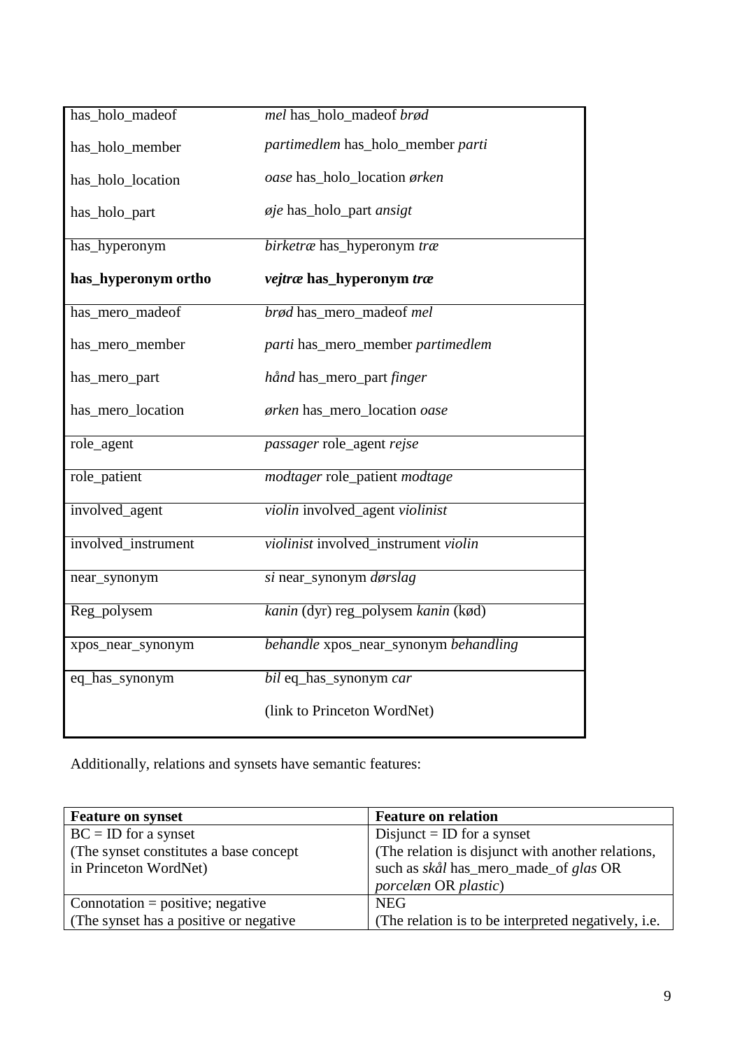| | |
|---|---|
| has_holo_madeof | *mel* has_holo_madeof *brød* |
| has_holo_member | *partimedlem* has_holo_member *parti* |
| has_holo_location | *oase* has_holo_location *ørken* |
| has_holo_part | *øje* has_holo_part *ansigt* |
| has_hyperonym | *birketræ* has_hyperonym *træ* |
| **has_hyperonym ortho** | ***vejtræ* has_hyperonym *træ*** |
| has_mero_madeof | *brød* has_mero_madeof *mel* |
| has_mero_member | *parti* has_mero_member *partimedlem* |
| has_mero_part | *hånd* has_mero_part *finger* |
| has_mero_location | *ørken* has_mero_location *oase* |
| role_agent | *passager* role_agent *rejse* |
| role_patient | *modtager* role_patient *modtage* |
| involved_agent | *violin* involved_agent *violinist* |
| involved_instrument | *violinist* involved_instrument *violin* |
| near_synonym | *si* near_synonym *dørslag* |
| Reg_polysem | *kanin* (dyr) reg_polysem *kanin* (kød) |
| xpos_near_synonym | *behandle* xpos_near_synonym *behandling* |
| eq_has_synonym | *bil* eq_has_synonym *car*<br>(link to Princeton WordNet) |

Additionally, relations and synsets have semantic features:

| Feature on synset | Feature on relation |
|---|---|
| BC = ID for a synset<br>(The synset constitutes a base concept in Princeton WordNet) | Disjunct = ID for a synset<br>(The relation is disjunct with another relations, such as *skål* has_mero_made_of *glas* OR *porcelæn* OR *plastic*) |
| Connotation = positive; negative<br>(The synset has a positive or negative | NEG<br>(The relation is to be interpreted negatively, i.e. |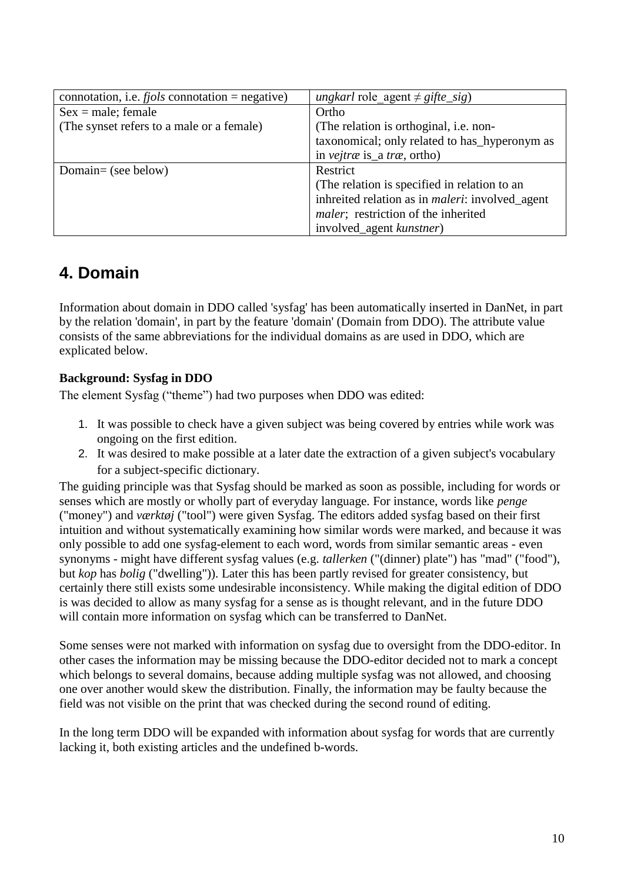| connotation, i.e. *fjols* connotation = negative) | *ungkarl* role_agent ≠ *gifte_sig*) |
|---|---|
| Sex = male; female<br>(The synset refers to a male or a female) | Ortho<br>(The relation is orthoginal, i.e. non-taxonomical; only related to has_hyperonym as in *vejtræ* is_a *træ*, ortho) |
| Domain= (see below) | Restrict<br>(The relation is specified in relation to an inhreited relation as in *maleri*: involved_agent *maler*; restriction of the inherited involved_agent *kunstner*) |

## 4. Domain

Information about domain in DDO called 'sysfag' has been automatically inserted in DanNet, in part by the relation 'domain', in part by the feature 'domain' (Domain from DDO). The attribute value consists of the same abbreviations for the individual domains as are used in DDO, which are explicated below.

**Background: Sysfag in DDO**

The element Sysfag ("theme") had two purposes when DDO was edited:

1. It was possible to check have a given subject was being covered by entries while work was ongoing on the first edition.
2. It was desired to make possible at a later date the extraction of a given subject's vocabulary for a subject-specific dictionary.

The guiding principle was that Sysfag should be marked as soon as possible, including for words or senses which are mostly or wholly part of everyday language. For instance, words like *penge* ("money") and *værktøj* ("tool") were given Sysfag. The editors added sysfag based on their first intuition and without systematically examining how similar words were marked, and because it was only possible to add one sysfag-element to each word, words from similar semantic areas - even synonyms - might have different sysfag values (e.g. *tallerken* ("(dinner) plate") has "mad" ("food"), but *kop* has *bolig* ("dwelling")). Later this has been partly revised for greater consistency, but certainly there still exists some undesirable inconsistency. While making the digital edition of DDO is was decided to allow as many sysfag for a sense as is thought relevant, and in the future DDO will contain more information on sysfag which can be transferred to DanNet.

Some senses were not marked with information on sysfag due to oversight from the DDO-editor. In other cases the information may be missing because the DDO-editor decided not to mark a concept which belongs to several domains, because adding multiple sysfag was not allowed, and choosing one over another would skew the distribution. Finally, the information may be faulty because the field was not visible on the print that was checked during the second round of editing.

In the long term DDO will be expanded with information about sysfag for words that are currently lacking it, both existing articles and the undefined b-words.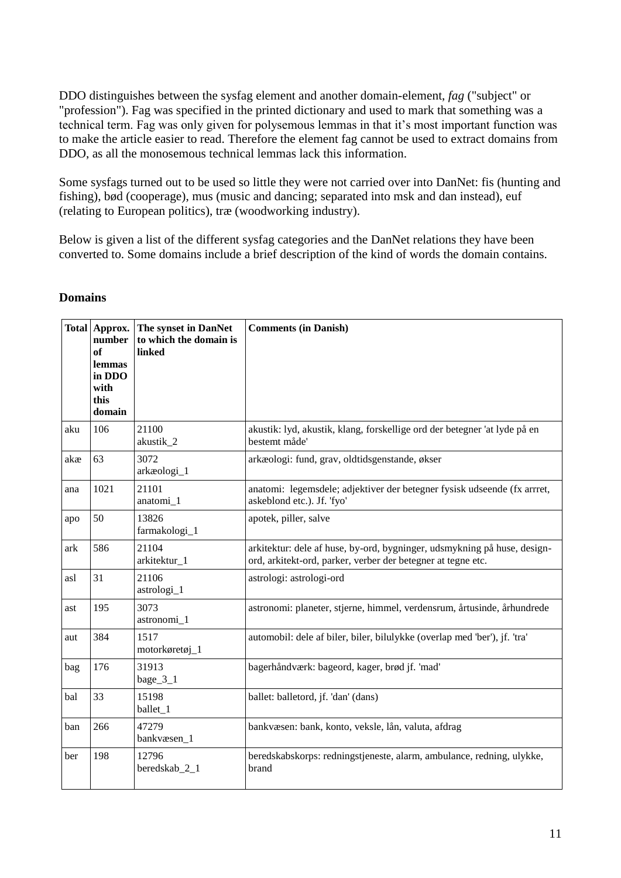DDO distinguishes between the sysfag element and another domain-element, *fag* ("subject" or "profession"). Fag was specified in the printed dictionary and used to mark that something was a technical term. Fag was only given for polysemous lemmas in that it's most important function was to make the article easier to read. Therefore the element fag cannot be used to extract domains from DDO, as all the monosemous technical lemmas lack this information.

Some sysfags turned out to be used so little they were not carried over into DanNet: fis (hunting and fishing), bød (cooperage), mus (music and dancing; separated into msk and dan instead), euf (relating to European politics), træ (woodworking industry).

Below is given a list of the different sysfag categories and the DanNet relations they have been converted to. Some domains include a brief description of the kind of words the domain contains.

## Domains

| Total | Approx. number of lemmas in DDO with this domain | The synset in DanNet to which the domain is linked | Comments (in Danish) |
|---|---|---|---|
| aku | 106 | 21100 akustik_2 | akustik: lyd, akustik, klang, forskellige ord der betegner 'at lyde på en bestemt måde' |
| akæ | 63 | 3072 arkæologi_1 | arkæologi: fund, grav, oldtidsgenstande, økser |
| ana | 1021 | 21101 anatomi_1 | anatomi: legemsdele; adjektiver der betegner fysisk udseende (fx arrret, askeblond etc.). Jf. 'fyo' |
| apo | 50 | 13826 farmakologi_1 | apotek, piller, salve |
| ark | 586 | 21104 arkitektur_1 | arkitektur: dele af huse, by-ord, bygninger, udsmykning på huse, design-ord, arkitekt-ord, parker, verber der betegner at tegne etc. |
| asl | 31 | 21106 astrologi_1 | astrologi: astrologi-ord |
| ast | 195 | 3073 astronomi_1 | astronomi: planeter, stjerne, himmel, verdensrum, årtusinde, århundrede |
| aut | 384 | 1517 motorkøretøj_1 | automobil: dele af biler, biler, bilulykke (overlap med 'ber'), jf. 'tra' |
| bag | 176 | 31913 bage_3_1 | bagerhåndværk: bageord, kager, brød jf. 'mad' |
| bal | 33 | 15198 ballet_1 | ballet: balletord, jf. 'dan' (dans) |
| ban | 266 | 47279 bankvæsen_1 | bankvæsen: bank, konto, veksle, lån, valuta, afdrag |
| ber | 198 | 12796 beredskab_2_1 | beredskabskorps: redningstjeneste, alarm, ambulance, redning, ulykke, brand |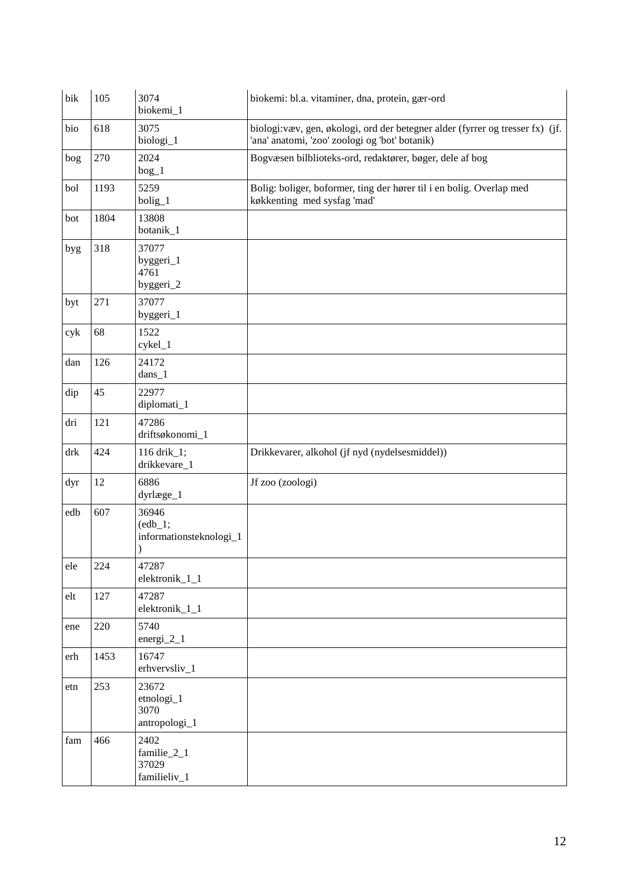| bik | 105 | 3074 biokemi_1 | biokemi: bl.a. vitaminer, dna, protein, gær-ord |
|---|---|---|---|
| bio | 618 | 3075 biologi_1 | biologi:væv, gen, økologi, ord der betegner alder (fyrrer og tresser fx) (jf. 'ana' anatomi, 'zoo' zoologi og 'bot' botanik) |
| bog | 270 | 2024 bog_1 | Bogvæsen bilblioteks-ord, redaktører, bøger, dele af bog |
| bol | 1193 | 5259 bolig_1 | Bolig: boliger, boformer, ting der hører til i en bolig. Overlap med køkkenting med sysfag 'mad' |
| bot | 1804 | 13808 botanik_1 | |
| byg | 318 | 37077 byggeri_1 4761 byggeri_2 | |
| byt | 271 | 37077 byggeri_1 | |
| cyk | 68 | 1522 cykel_1 | |
| dan | 126 | 24172 dans_1 | |
| dip | 45 | 22977 diplomati_1 | |
| dri | 121 | 47286 driftsøkonomi_1 | |
| drk | 424 | 116 drik_1; drikkevare_1 | Drikkevarer, alkohol (jf nyd (nydelsesmiddel)) |
| dyr | 12 | 6886 dyrlæge_1 | Jf zoo (zoologi) |
| edb | 607 | 36946 (edb_1; informationsteknologi_1) | |
| ele | 224 | 47287 elektronik_1_1 | |
| elt | 127 | 47287 elektronik_1_1 | |
| ene | 220 | 5740 energi_2_1 | |
| erh | 1453 | 16747 erhvervsliv_1 | |
| etn | 253 | 23672 etnologi_1 3070 antropologi_1 | |
| fam | 466 | 2402 familie_2_1 37029 familieliv_1 | |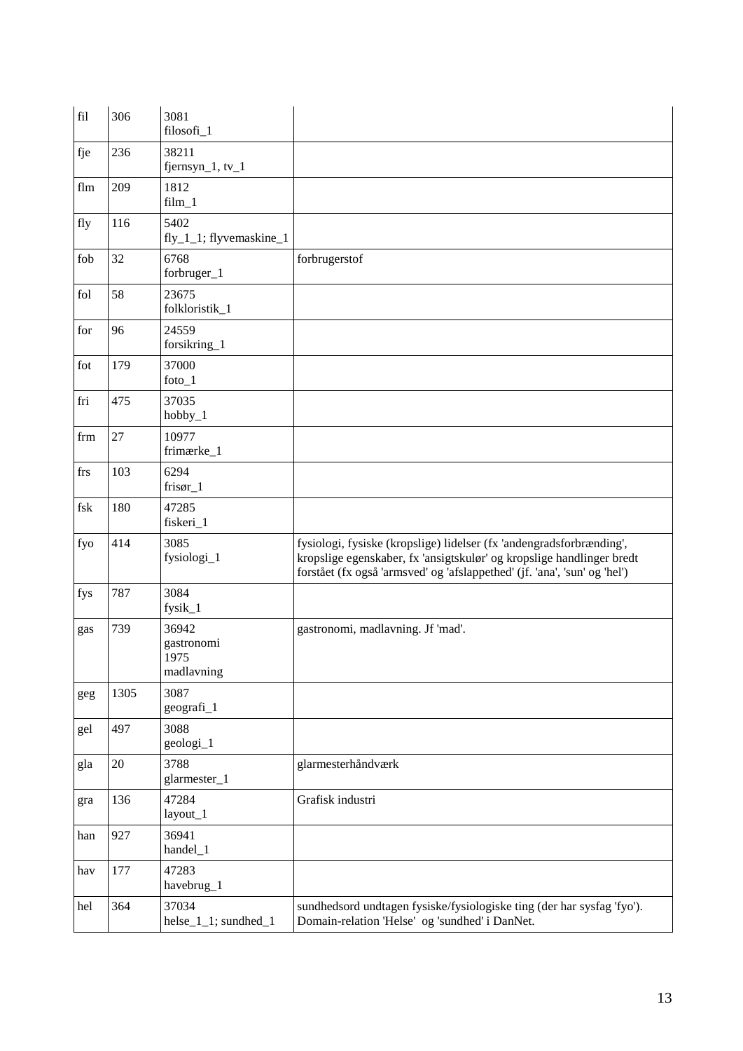| fil | 306 | 3081<br>filosofi_1 | |
|---|---|---|---|
| fje | 236 | 38211<br>fjernsyn_1, tv_1 | |
| flm | 209 | 1812<br>film_1 | |
| fly | 116 | 5402<br>fly_1_1; flyvemaskine_1 | |
| fob | 32 | 6768<br>forbruger_1 | forbrugerstof |
| fol | 58 | 23675<br>folkloristik_1 | |
| for | 96 | 24559<br>forsikring_1 | |
| fot | 179 | 37000<br>foto_1 | |
| fri | 475 | 37035<br>hobby_1 | |
| frm | 27 | 10977<br>frimærke_1 | |
| frs | 103 | 6294<br>frisør_1 | |
| fsk | 180 | 47285<br>fiskeri_1 | |
| fyo | 414 | 3085<br>fysiologi_1 | fysiologi, fysiske (kropslige) lidelser (fx 'andengradsforbrænding', kropslige egenskaber, fx 'ansigtskulør' og kropslige handlinger bredt forstået (fx også 'armsved' og 'afslappethed' (jf. 'ana', 'sun' og 'hel') |
| fys | 787 | 3084<br>fysik_1 | |
| gas | 739 | 36942<br>gastronomi<br>1975<br>madlavning | gastronomi, madlavning. Jf 'mad'. |
| geg | 1305 | 3087<br>geografi_1 | |
| gel | 497 | 3088<br>geologi_1 | |
| gla | 20 | 3788<br>glarmester_1 | glarmesterhåndværk |
| gra | 136 | 47284<br>layout_1 | Grafisk industri |
| han | 927 | 36941<br>handel_1 | |
| hav | 177 | 47283<br>havebrug_1 | |
| hel | 364 | 37034<br>helse_1_1; sundhed_1 | sundhedsord undtagen fysiske/fysiologiske ting (der har sysfag 'fyo'). Domain-relation 'Helse' og 'sundhed' i DanNet. |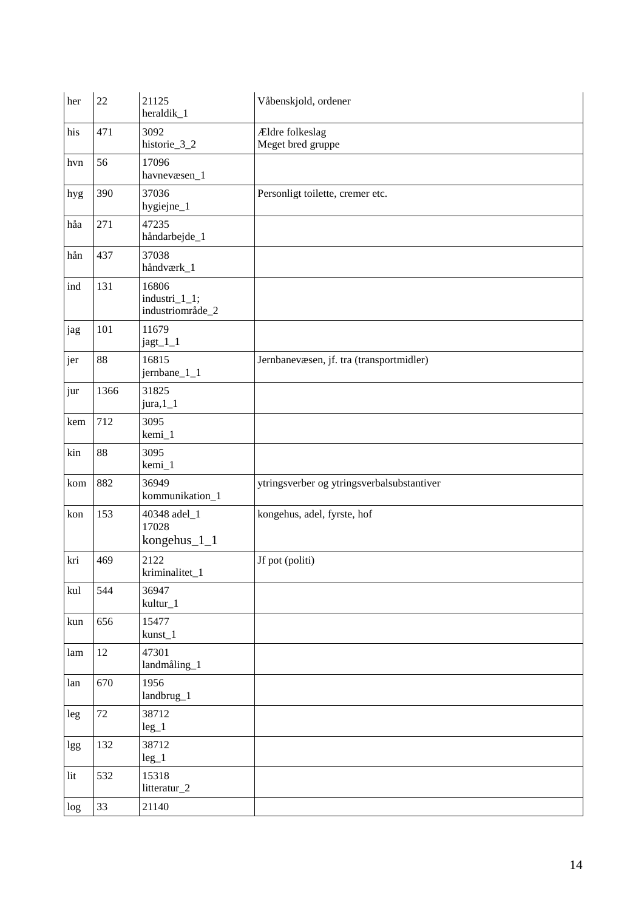| her | 22 | 21125 heraldik_1 | Våbenskjold, ordener |
|---|---|---|---|
| his | 471 | 3092 historie_3_2 | Ældre folkeslag Meget bred gruppe |
| hvn | 56 | 17096 havnevæsen_1 | |
| hyg | 390 | 37036 hygiejne_1 | Personligt toilette, cremer etc. |
| håa | 271 | 47235 håndarbejde_1 | |
| hån | 437 | 37038 håndværk_1 | |
| ind | 131 | 16806 industri_1_1; industriområde_2 | |
| jag | 101 | 11679 jagt_1_1 | |
| jer | 88 | 16815 jernbane_1_1 | Jernbanevæsen, jf. tra (transportmidler) |
| jur | 1366 | 31825 jura,1_1 | |
| kem | 712 | 3095 kemi_1 | |
| kin | 88 | 3095 kemi_1 | |
| kom | 882 | 36949 kommunikation_1 | ytringsverber og ytringsverbalsubstantiver |
| kon | 153 | 40348 adel_1 17028 kongehus_1_1 | kongehus, adel, fyrste, hof |
| kri | 469 | 2122 kriminalitet_1 | Jf pot (politi) |
| kul | 544 | 36947 kultur_1 | |
| kun | 656 | 15477 kunst_1 | |
| lam | 12 | 47301 landmåling_1 | |
| lan | 670 | 1956 landbrug_1 | |
| leg | 72 | 38712 leg_1 | |
| lgg | 132 | 38712 leg_1 | |
| lit | 532 | 15318 litteratur_2 | |
| log | 33 | 21140 | |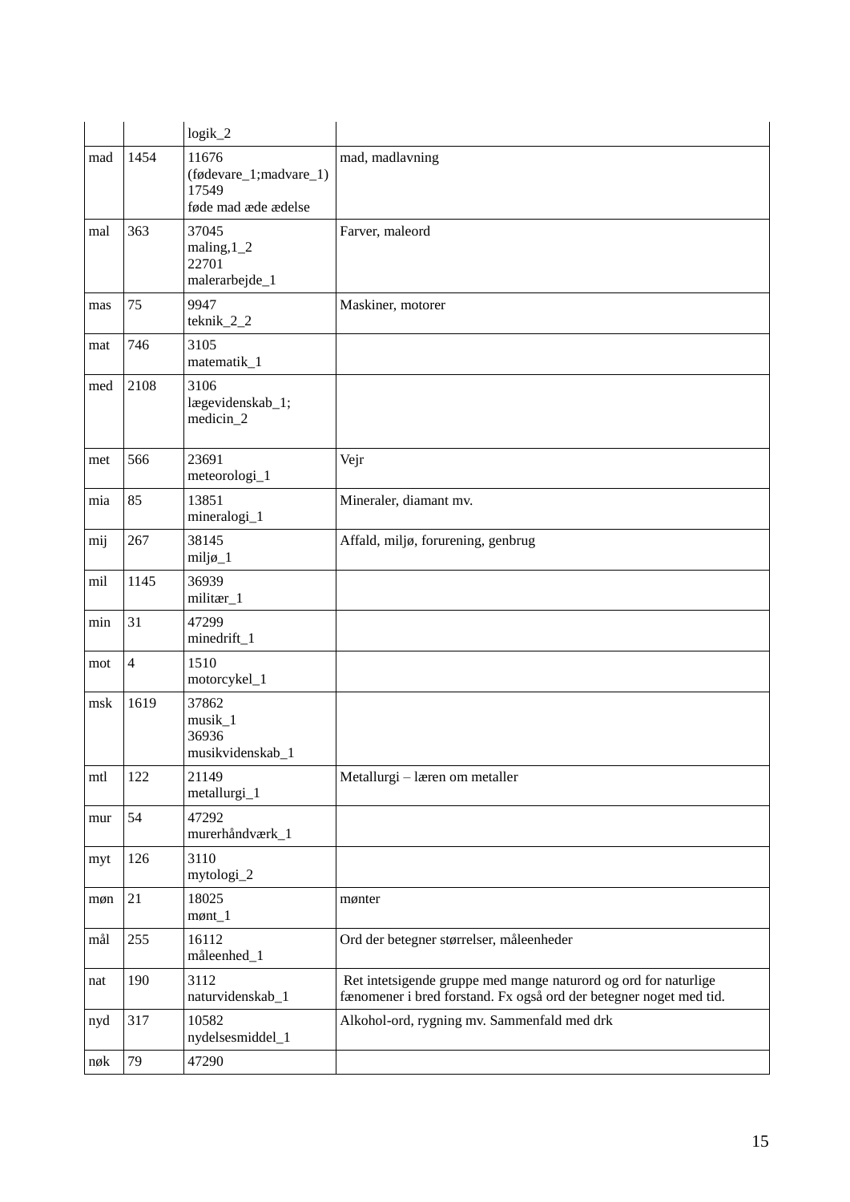| | | | |
|---|---|---|---|
| | | logik_2 | |
| mad | 1454 | 11676 (fødevare_1;madvare_1) 17549 føde mad æde ædelse | mad, madlavning |
| mal | 363 | 37045 maling,1_2 22701 malerarbejde_1 | Farver, maleord |
| mas | 75 | 9947 teknik_2_2 | Maskiner, motorer |
| mat | 746 | 3105 matematik_1 | |
| med | 2108 | 3106 lægevidenskab_1; medicin_2 | |
| met | 566 | 23691 meteorologi_1 | Vejr |
| mia | 85 | 13851 mineralogi_1 | Mineraler, diamant mv. |
| mij | 267 | 38145 miljø_1 | Affald, miljø, forurening, genbrug |
| mil | 1145 | 36939 militær_1 | |
| min | 31 | 47299 minedrift_1 | |
| mot | 4 | 1510 motorcykel_1 | |
| msk | 1619 | 37862 musik_1 36936 musikvidenskab_1 | |
| mtl | 122 | 21149 metallurgi_1 | Metallurgi – læren om metaller |
| mur | 54 | 47292 murerhåndværk_1 | |
| myt | 126 | 3110 mytologi_2 | |
| møn | 21 | 18025 mønt_1 | mønter |
| mål | 255 | 16112 måleenhed_1 | Ord der betegner størrelser, måleenheder |
| nat | 190 | 3112 naturvidenskab_1 | Ret intetsigende gruppe med mange naturord og ord for naturlige fænomener i bred forstand. Fx også ord der betegner noget med tid. |
| nyd | 317 | 10582 nydelsesmiddel_1 | Alkohol-ord, rygning mv. Sammenfald med drk |
| nøk | 79 | 47290 | |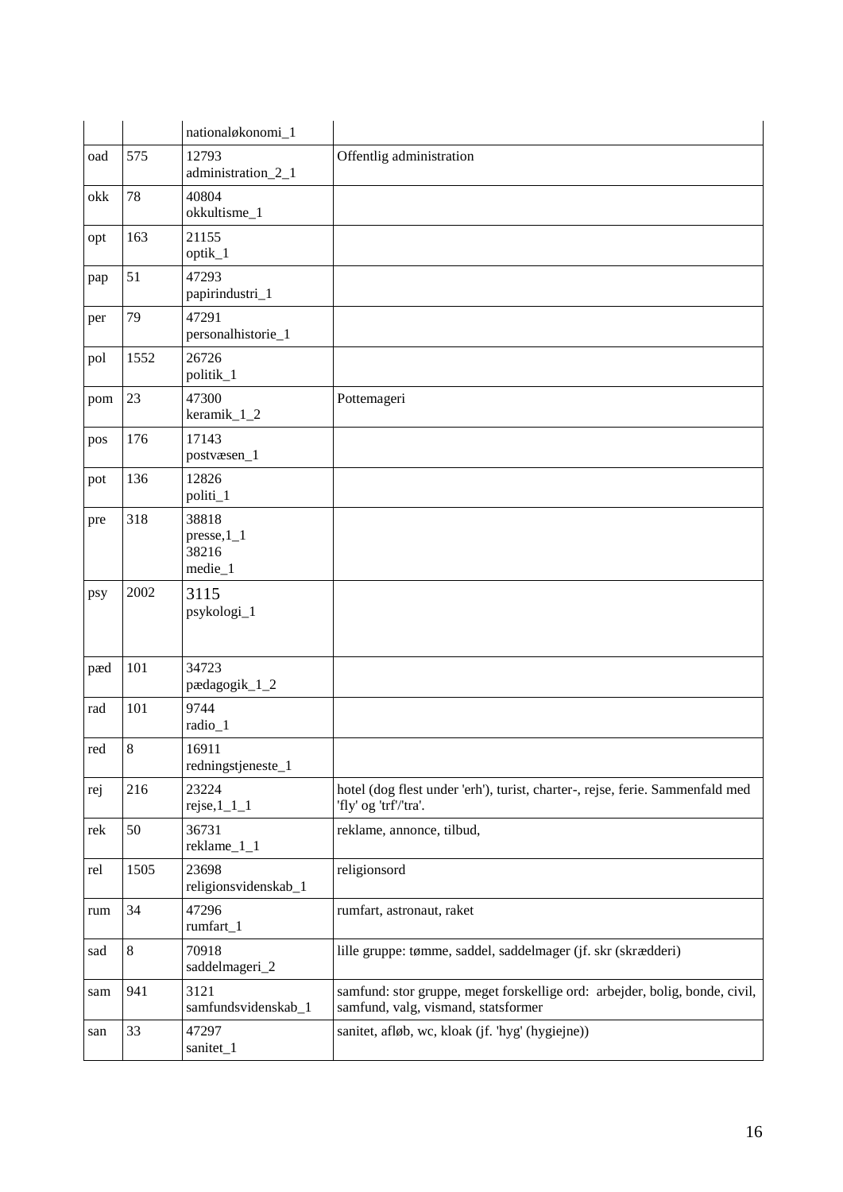| | | nationaløkonomi_1 | |
|---|---|---|---|
| oad | 575 | 12793 administration_2_1 | Offentlig administration |
| okk | 78 | 40804 okkultisme_1 | |
| opt | 163 | 21155 optik_1 | |
| pap | 51 | 47293 papirindustri_1 | |
| per | 79 | 47291 personalhistorie_1 | |
| pol | 1552 | 26726 politik_1 | |
| pom | 23 | 47300 keramik_1_2 | Pottemageri |
| pos | 176 | 17143 postvæsen_1 | |
| pot | 136 | 12826 politi_1 | |
| pre | 318 | 38818 presse,1_1 38216 medie_1 | |
| psy | 2002 | 3115 psykologi_1 | |
| pæd | 101 | 34723 pædagogik_1_2 | |
| rad | 101 | 9744 radio_1 | |
| red | 8 | 16911 redningstjeneste_1 | |
| rej | 216 | 23224 rejse,1_1_1 | hotel (dog flest under 'erh'), turist, charter-, rejse, ferie. Sammenfald med 'fly' og 'trf'/'tra'. |
| rek | 50 | 36731 reklame_1_1 | reklame, annonce, tilbud, |
| rel | 1505 | 23698 religionsvidenskab_1 | religionsord |
| rum | 34 | 47296 rumfart_1 | rumfart, astronaut, raket |
| sad | 8 | 70918 saddelmageri_2 | lille gruppe: tømme, saddel, saddelmager (jf. skr (skrædderi) |
| sam | 941 | 3121 samfundsvidenskab_1 | samfund: stor gruppe, meget forskellige ord: arbejder, bolig, bonde, civil, samfund, valg, vismand, statsformer |
| san | 33 | 47297 sanitet_1 | sanitet, afløb, wc, kloak (jf. 'hyg' (hygiejne)) |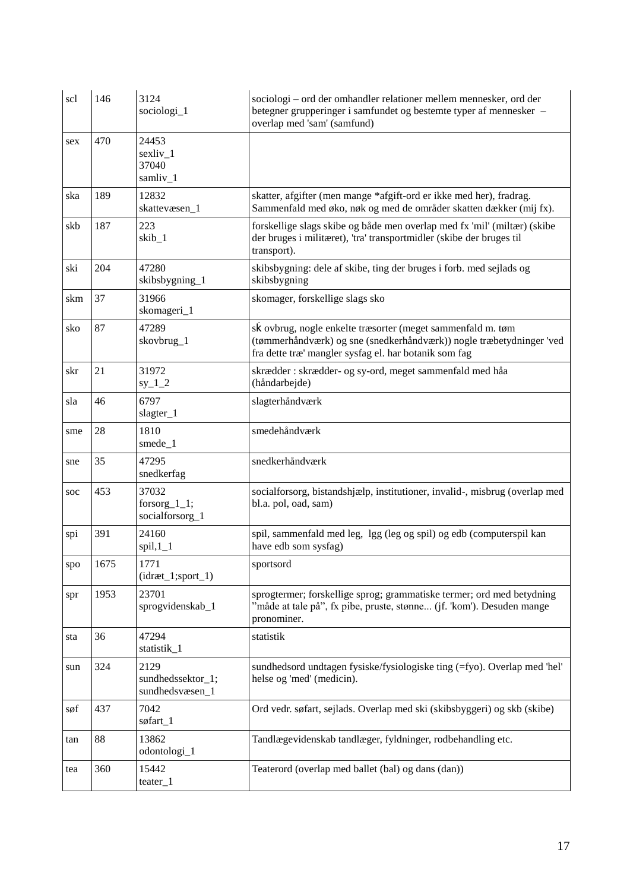| scl | 146 | 3124<br>sociologi_1 | sociologi – ord der omhandler relationer mellem mennesker, ord der betegner grupperinger i samfundet og bestemte typer af mennesker – overlap med 'sam' (samfund) |
|---|---|---|---|
| sex | 470 | 24453<br>sexliv_1<br>37040<br>samliv_1 | |
| ska | 189 | 12832<br>skattevæsen_1 | skatter, afgifter (men mange *afgift-ord er ikke med her), fradrag. Sammenfald med øko, nøk og med de områder skatten dækker (mij fx). |
| skb | 187 | 223<br>skib_1 | forskellige slags skibe og både men overlap med fx 'mil' (miltær) (skibe der bruges i militæret), 'tra' transportmidler (skibe der bruges til transport). |
| ski | 204 | 47280<br>skibsbygning_1 | skibsbygning: dele af skibe, ting der bruges i forb. med sejlads og skibsbygning |
| skm | 37 | 31966<br>skomageri_1 | skomager, forskellige slags sko |
| sko | 87 | 47289<br>skovbrug_1 | sk̇ ovbrug, nogle enkelte træsorter (meget sammenfald m. tøm (tømmerhåndværk) og sne (snedkerhåndværk)) nogle træbetydninger 'ved fra dette træ' mangler sysfag el. har botanik som fag |
| skr | 21 | 31972<br>sy_1_2 | skrædder : skrædder- og sy-ord, meget sammenfald med håa (håndarbejde) |
| sla | 46 | 6797<br>slagter_1 | slagterhåndværk |
| sme | 28 | 1810<br>smede_1 | smedehåndværk |
| sne | 35 | 47295<br>snedkerfag | snedkerhåndværk |
| soc | 453 | 37032<br>forsorg_1_1;<br>socialforsorg_1 | socialforsorg, bistandshjælp, institutioner, invalid-, misbrug (overlap med bl.a. pol, oad, sam) |
| spi | 391 | 24160<br>spil,1_1 | spil, sammenfald med leg, lgg (leg og spil) og edb (computerspil kan have edb som sysfag) |
| spo | 1675 | 1771<br>(idræt_1;sport_1) | sportsord |
| spr | 1953 | 23701<br>sprogvidenskab_1 | sprogtermer; forskellige sprog; grammatiske termer; ord med betydning "måde at tale på", fx pibe, pruste, stønne... (jf. 'kom'). Desuden mange pronominer. |
| sta | 36 | 47294<br>statistik_1 | statistik |
| sun | 324 | 2129<br>sundhedssektor_1;<br>sundhedsvæsen_1 | sundhedsord undtagen fysiske/fysiologiske ting (=fyo). Overlap med 'hel' helse og 'med' (medicin). |
| søf | 437 | 7042<br>søfart_1 | Ord vedr. søfart, sejlads. Overlap med ski (skibsbyggeri) og skb (skibe) |
| tan | 88 | 13862<br>odontologi_1 | Tandlægevidenskab tandlæger, fyldninger, rodbehandling etc. |
| tea | 360 | 15442<br>teater_1 | Teaterord (overlap med ballet (bal) og dans (dan)) |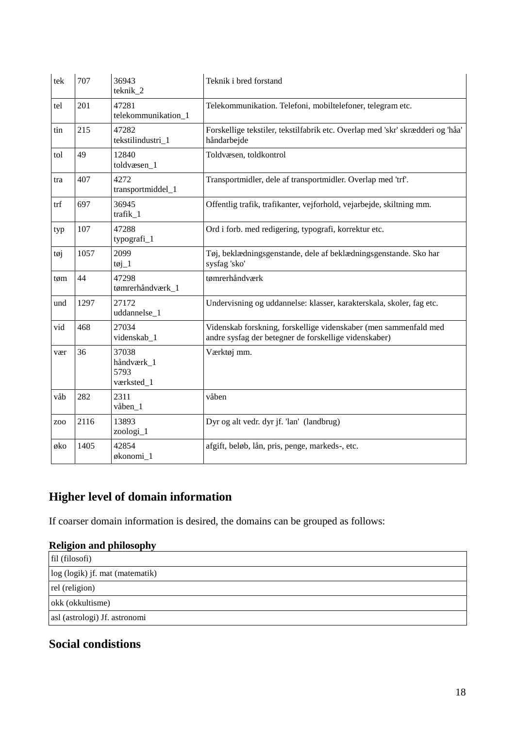| tek | 707 | 36943<br>teknik_2 | Teknik i bred forstand |
|---|---|---|---|
| tel | 201 | 47281<br>telekommunikation_1 | Telekommunikation. Telefoni, mobiltelefoner, telegram etc. |
| tin | 215 | 47282<br>tekstilindustri_1 | Forskellige tekstiler, tekstilfabrik etc. Overlap med 'skr' skrædderi og 'håa' håndarbejde |
| tol | 49 | 12840<br>toldvæsen_1 | Toldvæsen, toldkontrol |
| tra | 407 | 4272<br>transportmiddel_1 | Transportmidler, dele af transportmidler. Overlap med 'trf'. |
| trf | 697 | 36945<br>trafik_1 | Offentlig trafik, trafikanter, vejforhold, vejarbejde, skiltning mm. |
| typ | 107 | 47288<br>typografi_1 | Ord i forb. med redigering, typografi, korrektur etc. |
| tøj | 1057 | 2099<br>tøj_1 | Tøj, beklædningsgenstande, dele af beklædningsgenstande. Sko har sysfag 'sko' |
| tøm | 44 | 47298<br>tømrerhåndværk_1 | tømrerhåndværk |
| und | 1297 | 27172<br>uddannelse_1 | Undervisning og uddannelse: klasser, karakterskala, skoler, fag etc. |
| vid | 468 | 27034<br>videnskab_1 | Videnskab forskning, forskellige videnskaber (men sammenfald med andre sysfag der betegner de forskellige videnskaber) |
| vær | 36 | 37038<br>håndværk_1<br>5793<br>værksted_1 | Værktøj mm. |
| våb | 282 | 2311<br>våben_1 | våben |
| zoo | 2116 | 13893<br>zoologi_1 | Dyr og alt vedr. dyr jf. 'lan' (landbrug) |
| øko | 1405 | 42854<br>økonomi_1 | afgift, beløb, lån, pris, penge, markeds-, etc. |

## Higher level of domain information

If coarser domain information is desired, the domains can be grouped as follows:

**Religion and philosophy**

| fil (filosofi) |
|---|
| log (logik) jf. mat (matematik) |
| rel (religion) |
| okk (okkultisme) |
| asl (astrologi) Jf. astronomi |

## Social condistions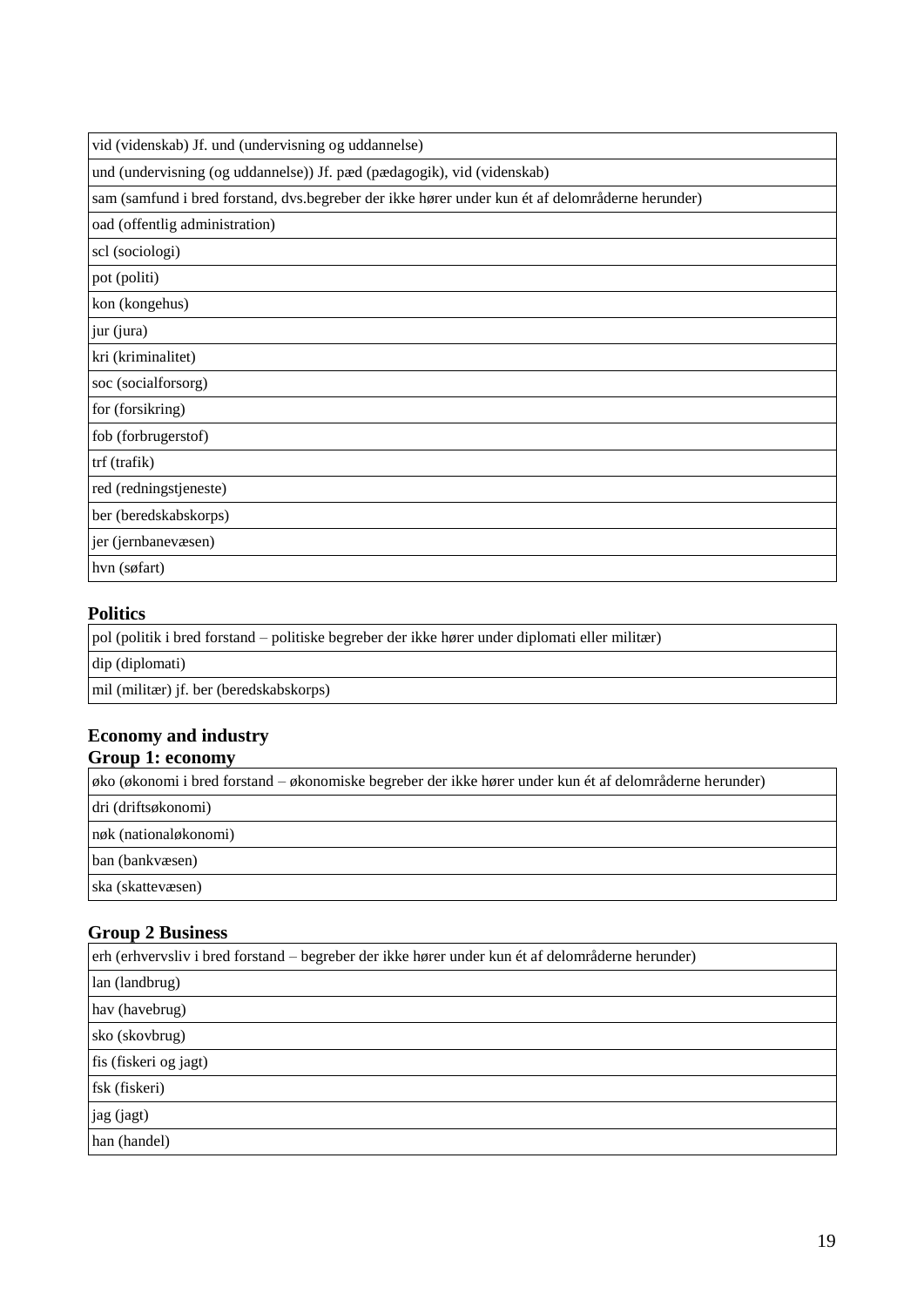| vid (videnskab) Jf. und (undervisning og uddannelse) |
|---|
| und (undervisning (og uddannelse)) Jf. pæd (pædagogik), vid (videnskab) |
| sam (samfund i bred forstand, dvs.begreber der ikke hører under kun ét af delområderne herunder) |
| oad (offentlig administration) |
| scl (sociologi) |
| pot (politi) |
| kon (kongehus) |
| jur (jura) |
| kri (kriminalitet) |
| soc (socialforsorg) |
| for (forsikring) |
| fob (forbrugerstof) |
| trf (trafik) |
| red (redningstjeneste) |
| ber (beredskabskorps) |
| jer (jernbanevæsen) |
| hvn (søfart) |

**Politics**

| pol (politik i bred forstand – politiske begreber der ikke hører under diplomati eller militær) |
|---|
| dip (diplomati) |
| mil (militær) jf. ber (beredskabskorps) |

**Economy and industry**
**Group 1: economy**

| øko (økonomi i bred forstand – økonomiske begreber der ikke hører under kun ét af delområderne herunder) |
|---|
| dri (driftsøkonomi) |
| nøk (nationaløkonomi) |
| ban (bankvæsen) |
| ska (skattevæsen) |

**Group 2 Business**

| erh (erhvervsliv i bred forstand – begreber der ikke hører under kun ét af delområderne herunder) |
|---|
| lan (landbrug) |
| hav (havebrug) |
| sko (skovbrug) |
| fis (fiskeri og jagt) |
| fsk (fiskeri) |
| jag (jagt) |
| han (handel) |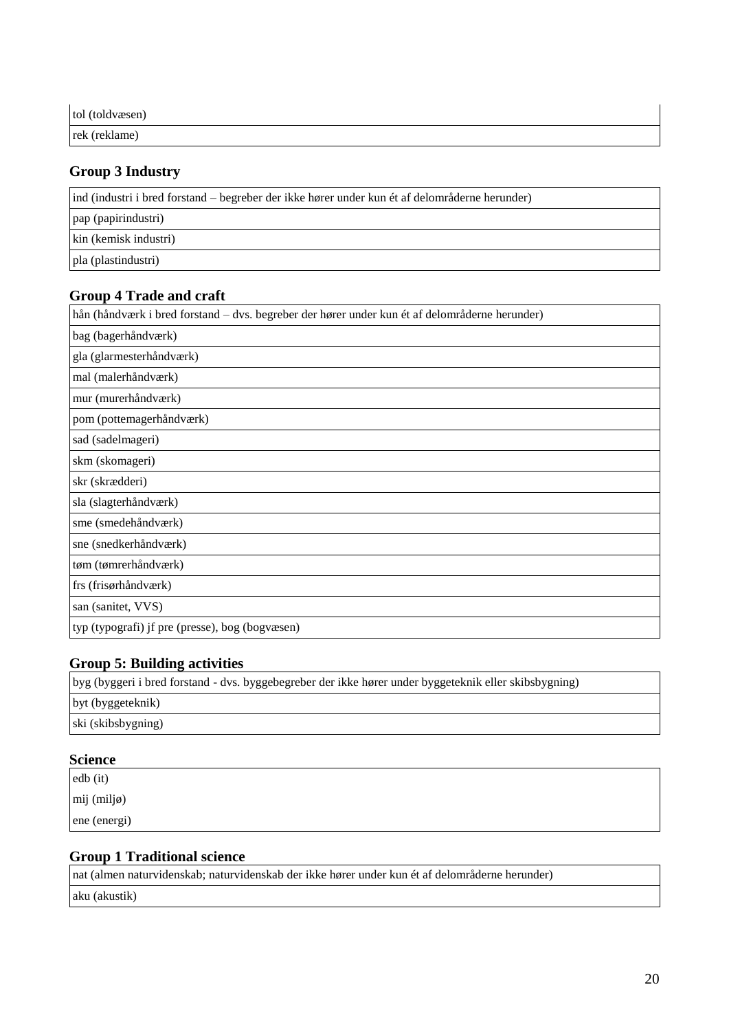| tol (toldvæsen) |
| --- |
| rek (reklame) |

### Group 3 Industry

| ind (industri i bred forstand – begreber der ikke hører under kun ét af delområderne herunder) |
| --- |
| pap (papirindustri) |
| kin (kemisk industri) |
| pla (plastindustri) |

### Group 4 Trade and craft

| hån (håndværk i bred forstand – dvs. begreber der hører under kun ét af delområderne herunder) |
| --- |
| bag (bagerhåndværk) |
| gla (glarmesterhåndværk) |
| mal (malerhåndværk) |
| mur (murerhåndværk) |
| pom (pottemagerhåndværk) |
| sad (sadelmageri) |
| skm (skomageri) |
| skr (skrædderi) |
| sla (slagterhåndværk) |
| sme (smedehåndværk) |
| sne (snedkerhåndværk) |
| tøm (tømrerhåndværk) |
| frs (frisørhåndværk) |
| san (sanitet, VVS) |
| typ (typografi) jf pre (presse), bog (bogvæsen) |

### Group 5: Building activities

| byg (byggeri i bred forstand - dvs. byggebegreber der ikke hører under byggeteknik eller skibsbygning) |
| --- |
| byt (byggeteknik) |
| ski (skibsbygning) |

### Science

| edb (it) |
| --- |
| mij (miljø) |
| ene (energi) |

### Group 1 Traditional science

| nat (almen naturvidenskab; naturvidenskab der ikke hører under kun ét af delområderne herunder) |
| --- |
| aku (akustik) |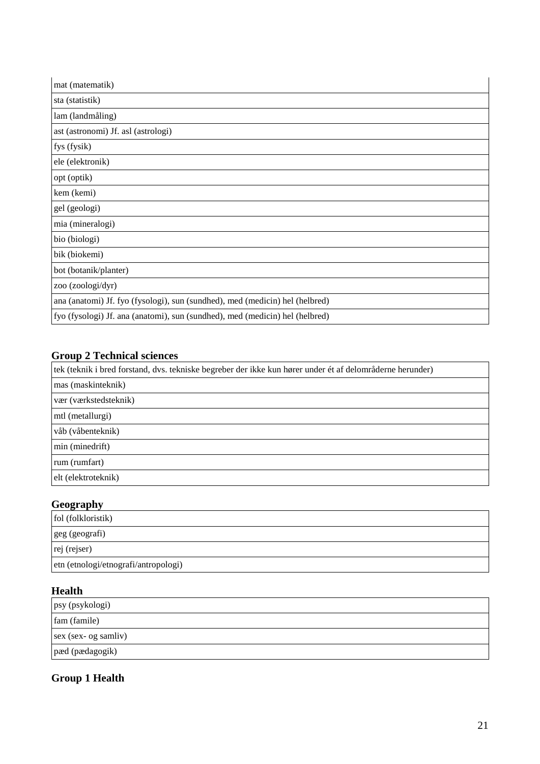| mat (matematik) |
| --- |
| sta (statistik) |
| lam (landmåling) |
| ast (astronomi) Jf. asl (astrologi) |
| fys (fysik) |
| ele (elektronik) |
| opt (optik) |
| kem (kemi) |
| gel (geologi) |
| mia (mineralogi) |
| bio (biologi) |
| bik (biokemi) |
| bot (botanik/planter) |
| zoo (zoologi/dyr) |
| ana (anatomi) Jf. fyo (fysologi), sun (sundhed), med (medicin) hel (helbred) |
| fyo (fysologi) Jf. ana (anatomi), sun (sundhed), med (medicin) hel (helbred) |

### Group 2 Technical sciences

| tek (teknik i bred forstand, dvs. tekniske begreber der ikke kun hører under ét af delområderne herunder) |
| --- |
| mas (maskinteknik) |
| vær (værkstedsteknik) |
| mtl (metallurgi) |
| våb (våbenteknik) |
| min (minedrift) |
| rum (rumfart) |
| elt (elektroteknik) |

### Geography

| fol (folkloristik) |
| --- |
| geg (geografi) |
| rej (rejser) |
| etn (etnologi/etnografi/antropologi) |

### Health

| psy (psykologi) |
| --- |
| fam (famile) |
| sex (sex- og samliv) |
| pæd (pædagogik) |

### Group 1 Health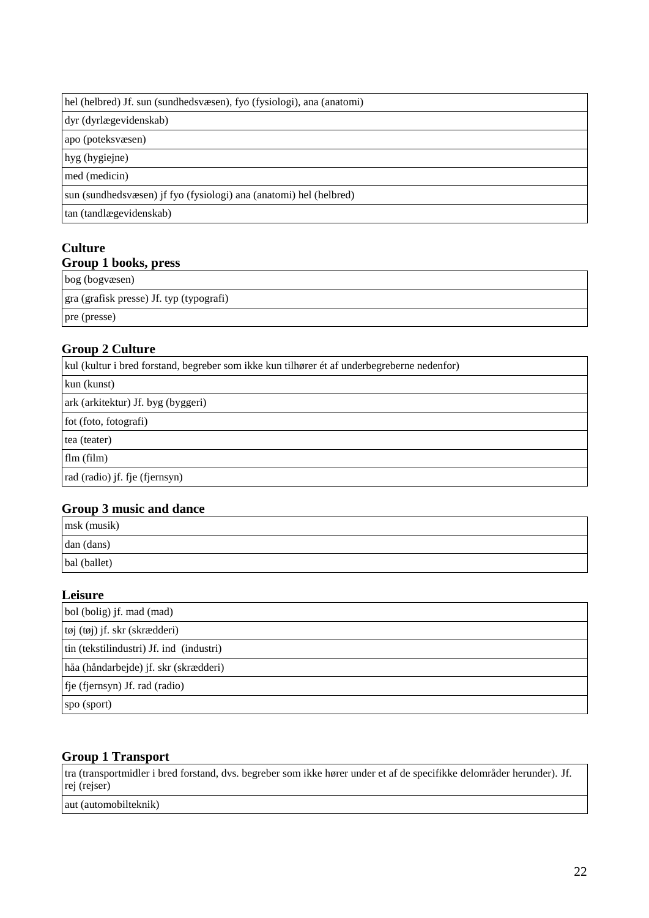| hel (helbred) Jf. sun (sundhedsvæsen), fyo (fysiologi), ana (anatomi) |
|---|
| dyr (dyrlægevidenskab) |
| apo (poteksvæsen) |
| hyg (hygiejne) |
| med (medicin) |
| sun (sundhedsvæsen) jf fyo (fysiologi) ana (anatomi) hel (helbred) |
| tan (tandlægevidenskab) |

**Culture**

**Group 1 books, press**

| bog (bogvæsen) |
|---|
| gra (grafisk presse) Jf. typ (typografi) |
| pre (presse) |

**Group 2 Culture**

| kul (kultur i bred forstand, begreber som ikke kun tilhører ét af underbegreberne nedenfor) |
|---|
| kun (kunst) |
| ark (arkitektur) Jf. byg (byggeri) |
| fot (foto, fotografi) |
| tea (teater) |
| flm (film) |
| rad (radio) jf. fje (fjernsyn) |

**Group 3 music and dance**

| msk (musik) |
|---|
| dan (dans) |
| bal (ballet) |

**Leisure**

| bol (bolig) jf. mad (mad) |
|---|
| tøj (tøj) jf. skr (skrædderi) |
| tin (tekstilindustri) Jf. ind (industri) |
| håa (håndarbejde) jf. skr (skrædderi) |
| fje (fjernsyn) Jf. rad (radio) |
| spo (sport) |

**Group 1 Transport**

| tra (transportmidler i bred forstand, dvs. begreber som ikke hører under et af de specifikke delområder herunder). Jf. rej (rejser) |
|---|
| aut (automobilteknik) |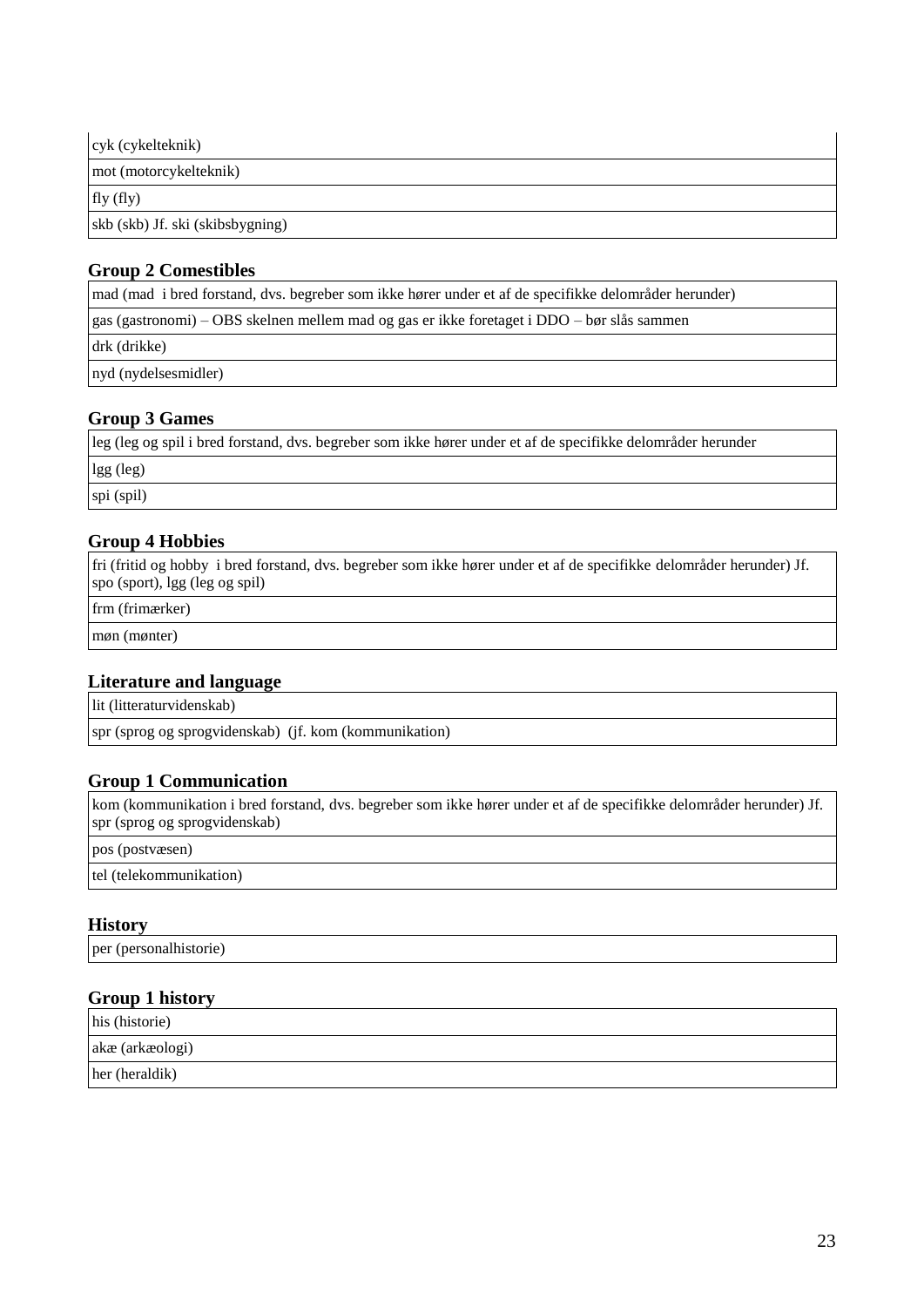| cyk (cykelteknik) |
|---|
| mot (motorcykelteknik) |
| fly (fly) |
| skb (skb) Jf. ski (skibsbygning) |

### Group 2 Comestibles

| mad (mad  i bred forstand, dvs. begreber som ikke hører under et af de specifikke delområder herunder) |
|---|
| gas (gastronomi) – OBS skelnen mellem mad og gas er ikke foretaget i DDO – bør slås sammen |
| drk (drikke) |
| nyd (nydelsesmidler) |

### Group 3 Games

| leg (leg og spil i bred forstand, dvs. begreber som ikke hører under et af de specifikke delområder herunder |
|---|
| lgg (leg) |
| spi (spil) |

### Group 4 Hobbies

| fri (fritid og hobby  i bred forstand, dvs. begreber som ikke hører under et af de specifikke delområder herunder) Jf. spo (sport), lgg (leg og spil) |
|---|
| frm (frimærker) |
| møn (mønter) |

### Literature and language

| lit (litteraturvidenskab) |
|---|
| spr (sprog og sprogvidenskab)  (jf. kom (kommunikation) |

### Group 1 Communication

| kom (kommunikation i bred forstand, dvs. begreber som ikke hører under et af de specifikke delområder herunder) Jf. spr (sprog og sprogvidenskab) |
|---|
| pos (postvæsen) |
| tel (telekommunikation) |

### History

| per (personalhistorie) |
|---|

### Group 1 history

| his (historie) |
|---|
| akæ (arkæologi) |
| her (heraldik) |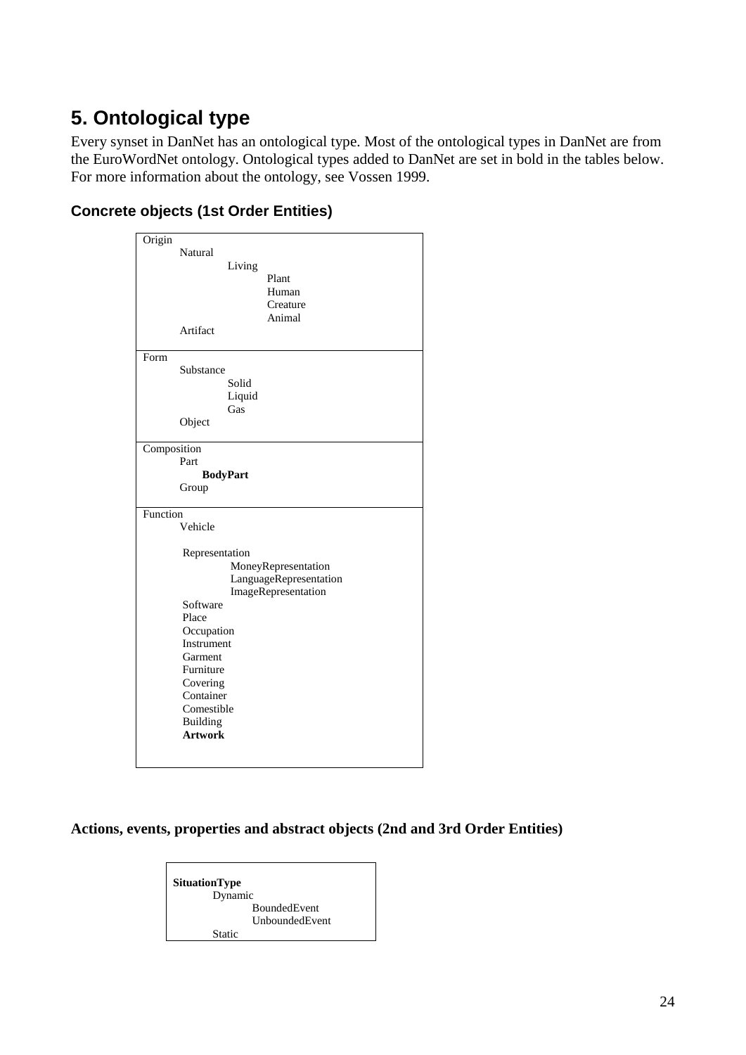# 5. Ontological type

Every synset in DanNet has an ontological type. Most of the ontological types in DanNet are from the EuroWordNet ontology. Ontological types added to DanNet are set in bold in the tables below. For more information about the ontology, see Vossen 1999.

### Concrete objects (1st Order Entities)

```
Origin
        Natural
                Living
                        Plant
                        Human
                        Creature
                        Animal
        Artifact
```

```
Form
        Substance
                Solid
                Liquid
                Gas
        Object
```

Composition
- Part
  - **BodyPart**
- Group

Function
- Vehicle
- Representation
  - MoneyRepresentation
  - LanguageRepresentation
  - ImageRepresentation
- Software
- Place
- Occupation
- Instrument
- Garment
- Furniture
- Covering
- Container
- Comestible
- Building
- **Artwork**

### Actions, events, properties and abstract objects (2nd and 3rd Order Entities)

**SituationType**
- Dynamic
  - BoundedEvent
  - UnboundedEvent
- Static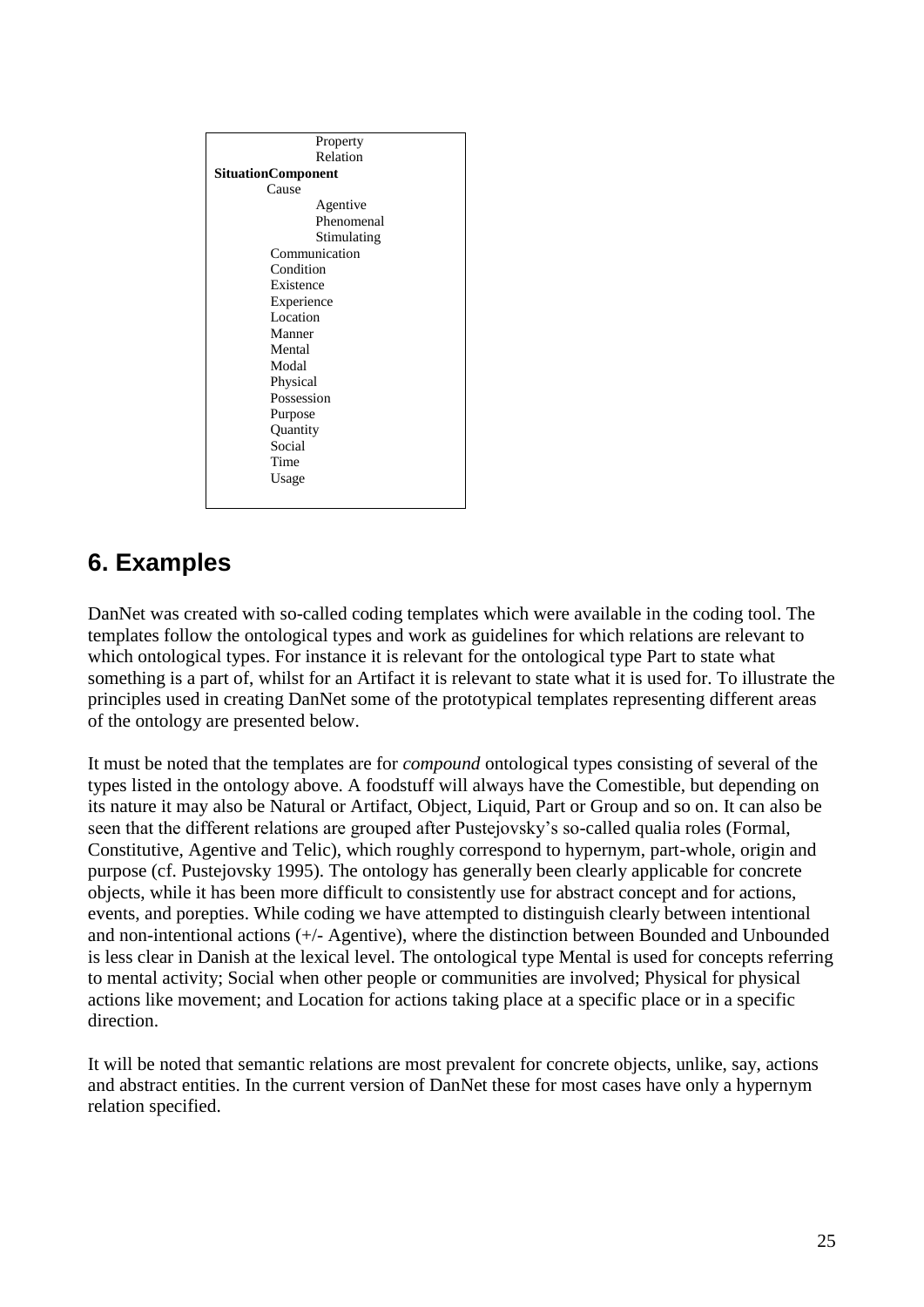```
            Property
            Relation
SituationComponent
    Cause
            Agentive
            Phenomenal
            Stimulating
        Communication
        Condition
        Existence
        Experience
        Location
        Manner
        Mental
        Modal
        Physical
        Possession
        Purpose
        Quantity
        Social
        Time
        Usage
```

## 6. Examples

DanNet was created with so-called coding templates which were available in the coding tool. The templates follow the ontological types and work as guidelines for which relations are relevant to which ontological types. For instance it is relevant for the ontological type Part to state what something is a part of, whilst for an Artifact it is relevant to state what it is used for. To illustrate the principles used in creating DanNet some of the prototypical templates representing different areas of the ontology are presented below.

It must be noted that the templates are for *compound* ontological types consisting of several of the types listed in the ontology above. A foodstuff will always have the Comestible, but depending on its nature it may also be Natural or Artifact, Object, Liquid, Part or Group and so on. It can also be seen that the different relations are grouped after Pustejovsky's so-called qualia roles (Formal, Constitutive, Agentive and Telic), which roughly correspond to hypernym, part-whole, origin and purpose (cf. Pustejovsky 1995). The ontology has generally been clearly applicable for concrete objects, while it has been more difficult to consistently use for abstract concept and for actions, events, and porepties. While coding we have attempted to distinguish clearly between intentional and non-intentional actions (+/- Agentive), where the distinction between Bounded and Unbounded is less clear in Danish at the lexical level. The ontological type Mental is used for concepts referring to mental activity; Social when other people or communities are involved; Physical for physical actions like movement; and Location for actions taking place at a specific place or in a specific direction.

It will be noted that semantic relations are most prevalent for concrete objects, unlike, say, actions and abstract entities. In the current version of DanNet these for most cases have only a hypernym relation specified.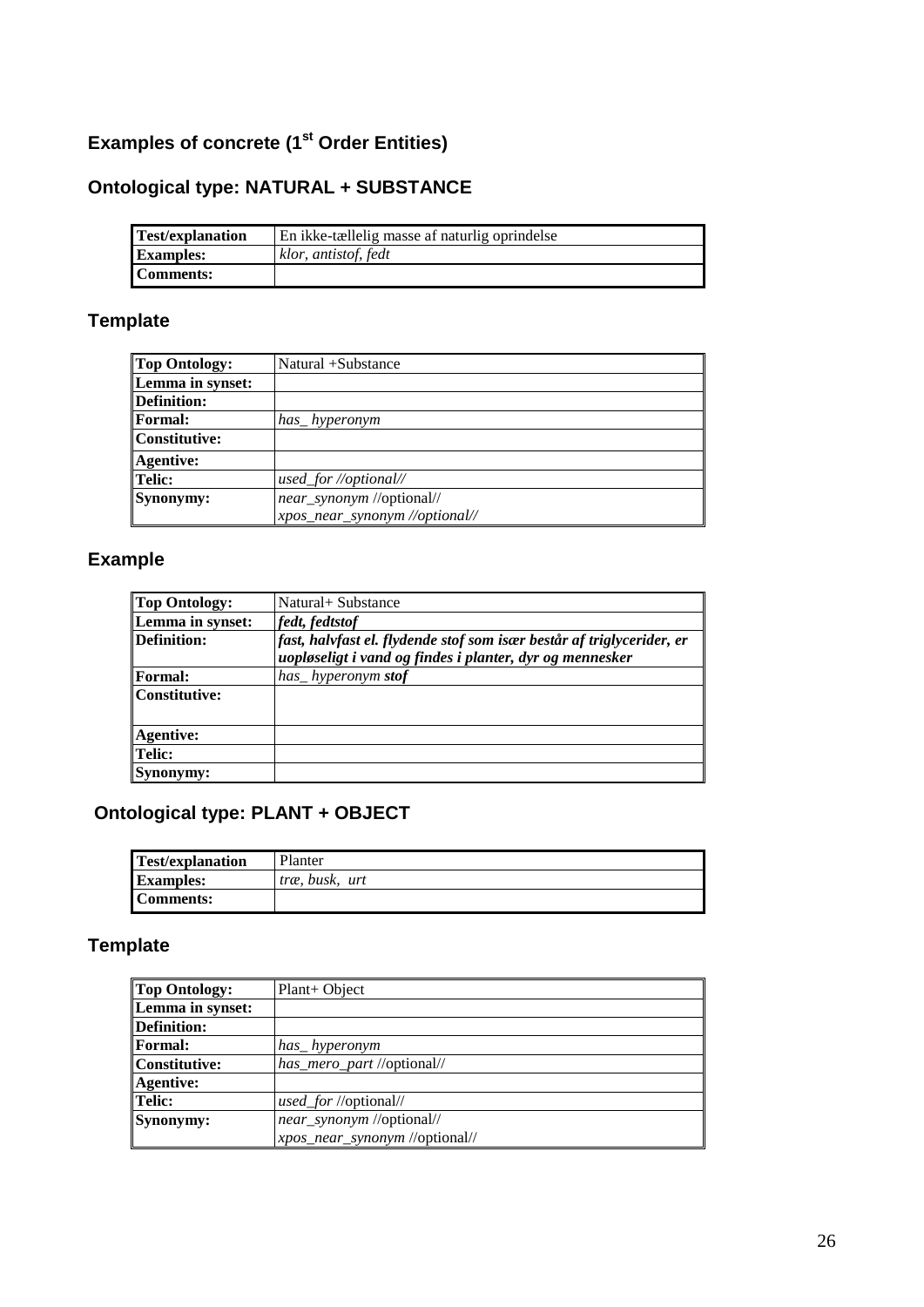## Examples of concrete (1st Order Entities)

### Ontological type: NATURAL + SUBSTANCE

| **Test/explanation** | En ikke-tællelig masse af naturlig oprindelse |
|---|---|
| **Examples:** | *klor, antistof, fedt* |
| **Comments:** | |

### Template

| **Top Ontology:** | Natural +Substance |
|---|---|
| **Lemma in synset:** | |
| **Definition:** | |
| **Formal:** | *has_ hyperonym* |
| **Constitutive:** | |
| **Agentive:** | |
| **Telic:** | *used_for //optional//* |
| **Synonymy:** | *near_synonym* //optional//<br>*xpos_near_synonym //optional//* |

### Example

| **Top Ontology:** | Natural+ Substance |
|---|---|
| **Lemma in synset:** | ***fedt, fedtstof*** |
| **Definition:** | ***fast, halvfast el. flydende stof som især består af triglycerider, er uopløseligt i vand og findes i planter, dyr og mennesker*** |
| **Formal:** | *has_ hyperonym* ***stof*** |
| **Constitutive:** | |
| **Agentive:** | |
| **Telic:** | |
| **Synonymy:** | |

### Ontological type: PLANT + OBJECT

| **Test/explanation** | Planter |
|---|---|
| **Examples:** | *træ, busk, urt* |
| **Comments:** | |

### Template

| **Top Ontology:** | Plant+ Object |
|---|---|
| **Lemma in synset:** | |
| **Definition:** | |
| **Formal:** | *has_ hyperonym* |
| **Constitutive:** | *has_mero_part* //optional// |
| **Agentive:** | |
| **Telic:** | *used_for* //optional// |
| **Synonymy:** | *near_synonym* //optional//<br>*xpos_near_synonym* //optional// |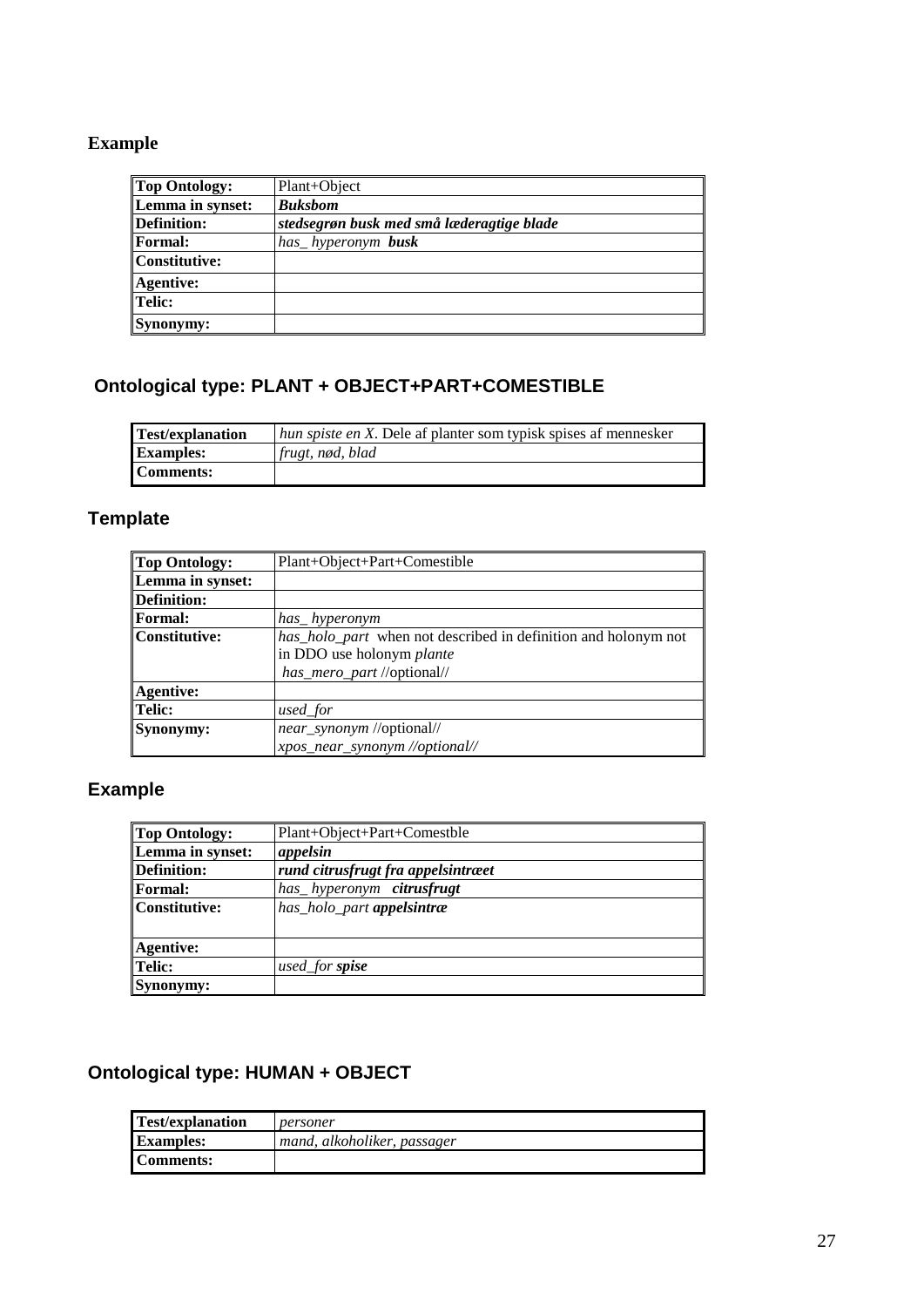## Example

| Top Ontology: | Plant+Object |
|---|---|
| Lemma in synset: | ***Buksbom*** |
| Definition: | ***stedsegrøn busk med små læderagtige blade*** |
| Formal: | *has_ hyperonym* ***busk*** |
| Constitutive: | |
| Agentive: | |
| Telic: | |
| Synonymy: | |

## Ontological type: PLANT + OBJECT+PART+COMESTIBLE

| Test/explanation | *hun spiste en X*. Dele af planter som typisk spises af mennesker |
|---|---|
| Examples: | *frugt, nød, blad* |
| Comments: | |

## Template

| Top Ontology: | Plant+Object+Part+Comestible |
|---|---|
| Lemma in synset: | |
| Definition: | |
| Formal: | *has_ hyperonym* |
| Constitutive: | *has_holo_part* when not described in definition and holonym not in DDO use holonym *plante* <br> *has_mero_part* //optional// |
| Agentive: | |
| Telic: | *used_for* |
| Synonymy: | *near_synonym* //optional// <br> *xpos_near_synonym //optional//* |

## Example

| Top Ontology: | Plant+Object+Part+Comestble |
|---|---|
| Lemma in synset: | ***appelsin*** |
| Definition: | ***rund citrusfrugt fra appelsintræet*** |
| Formal: | *has_ hyperonym* ***citrusfrugt*** |
| Constitutive: | *has_holo_part* ***appelsintræ*** |
| Agentive: | |
| Telic: | *used_for* ***spise*** |
| Synonymy: | |

## Ontological type: HUMAN + OBJECT

| Test/explanation | *personer* |
|---|---|
| Examples: | *mand, alkoholiker, passager* |
| Comments: | |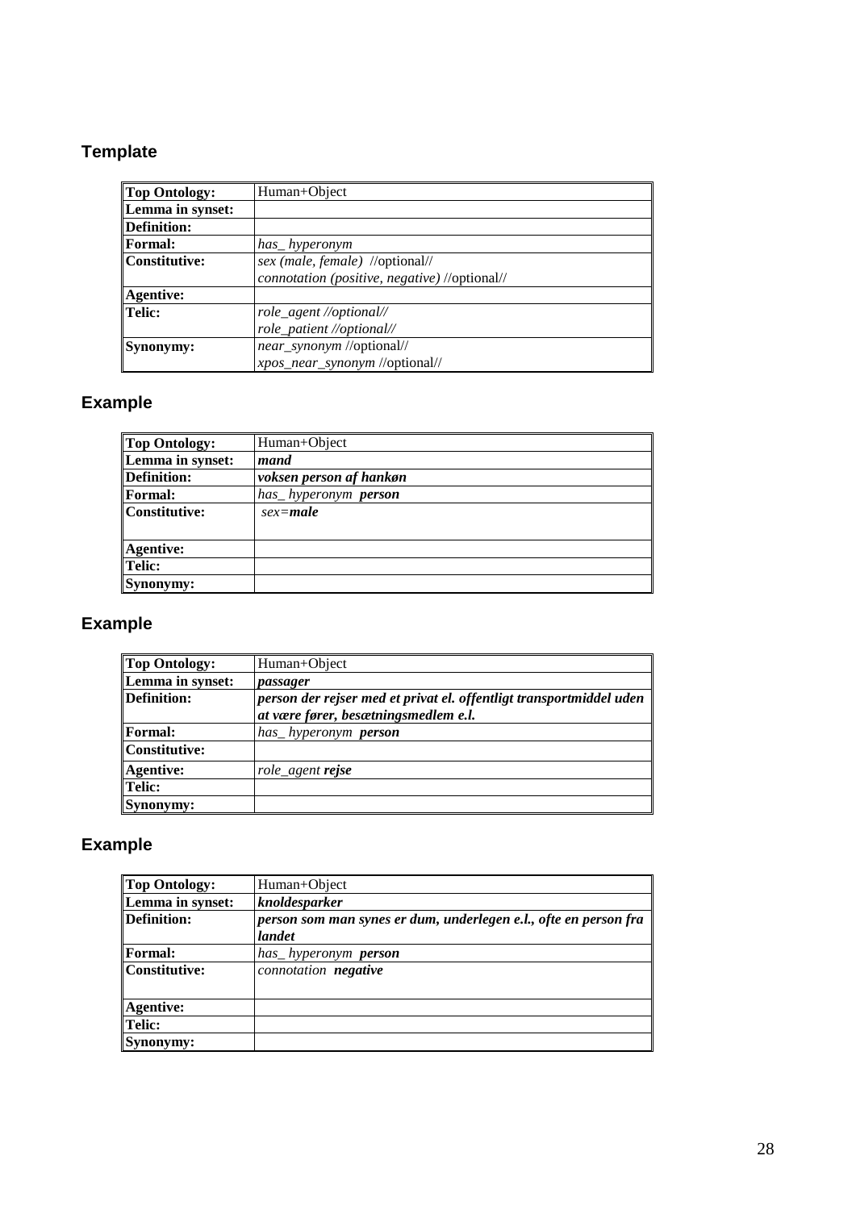## Template

| **Top Ontology:** | Human+Object |
|---|---|
| **Lemma in synset:** | |
| **Definition:** | |
| **Formal:** | *has_ hyperonym* |
| **Constitutive:** | *sex (male, female)* //optional//<br>*connotation (positive, negative)* //optional// |
| **Agentive:** | |
| **Telic:** | *role_agent //optional//*<br>*role_patient //optional//* |
| **Synonymy:** | *near_synonym* //optional//<br>*xpos_near_synonym* //optional// |

## Example

| **Top Ontology:** | Human+Object |
|---|---|
| **Lemma in synset:** | ***mand*** |
| **Definition:** | ***voksen person af hankøn*** |
| **Formal:** | *has_ hyperonym* ***person*** |
| **Constitutive:** | *sex=**male*** |
| **Agentive:** | |
| **Telic:** | |
| **Synonymy:** | |

## Example

| **Top Ontology:** | Human+Object |
|---|---|
| **Lemma in synset:** | ***passager*** |
| **Definition:** | ***person der rejser med et privat el. offentligt transportmiddel uden at være fører, besætningsmedlem e.l.*** |
| **Formal:** | *has_ hyperonym* ***person*** |
| **Constitutive:** | |
| **Agentive:** | *role_agent* ***rejse*** |
| **Telic:** | |
| **Synonymy:** | |

## Example

| **Top Ontology:** | Human+Object |
|---|---|
| **Lemma in synset:** | ***knoldesparker*** |
| **Definition:** | ***person som man synes er dum, underlegen e.l., ofte en person fra landet*** |
| **Formal:** | *has_ hyperonym* ***person*** |
| **Constitutive:** | *connotation* ***negative*** |
| **Agentive:** | |
| **Telic:** | |
| **Synonymy:** | |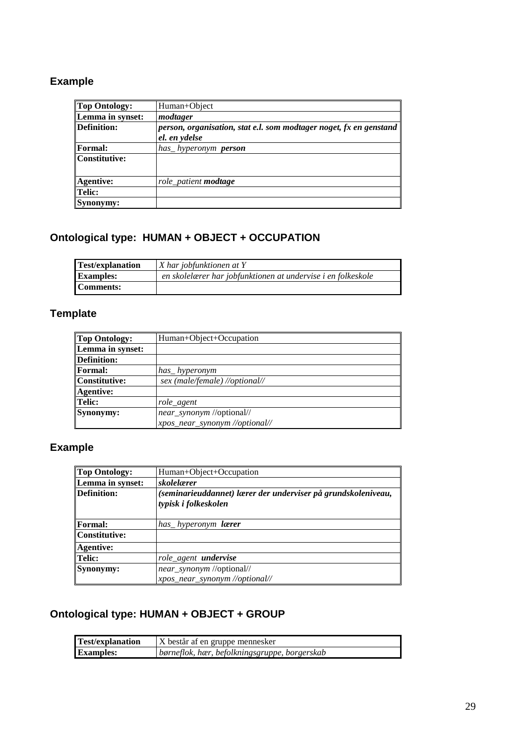### Example

| Top Ontology: | Human+Object |
|---|---|
| Lemma in synset: | ***modtager*** |
| Definition: | ***person, organisation, stat e.l. som modtager noget, fx en genstand el. en ydelse*** |
| Formal: | *has_ hyperonym* ***person*** |
| Constitutive: | |
| Agentive: | *role_patient* ***modtage*** |
| Telic: | |
| Synonymy: | |

## Ontological type: HUMAN + OBJECT + OCCUPATION

| Test/explanation | *X har jobfunktionen at Y* |
|---|---|
| Examples: | *en skolelærer har jobfunktionen at undervise i en folkeskole* |
| Comments: | |

### Template

| Top Ontology: | Human+Object+Occupation |
|---|---|
| Lemma in synset: | |
| Definition: | |
| Formal: | *has_ hyperonym* |
| Constitutive: | *sex (male/female) //optional//* |
| Agentive: | |
| Telic: | *role_agent* |
| Synonymy: | *near_synonym* //optional// *xpos_near_synonym //optional//* |

### Example

| Top Ontology: | Human+Object+Occupation |
|---|---|
| Lemma in synset: | ***skolelærer*** |
| Definition: | ***(seminarieuddannet) lærer der underviser på grundskoleniveau, typisk i folkeskolen*** |
| Formal: | *has_ hyperonym* ***lærer*** |
| Constitutive: | |
| Agentive: | |
| Telic: | *role_agent* ***undervise*** |
| Synonymy: | *near_synonym* //optional// *xpos_near_synonym //optional//* |

## Ontological type: HUMAN + OBJECT + GROUP

| Test/explanation | X består af en gruppe mennesker |
|---|---|
| Examples: | *børneflok, hær, befolkningsgruppe, borgerskab* |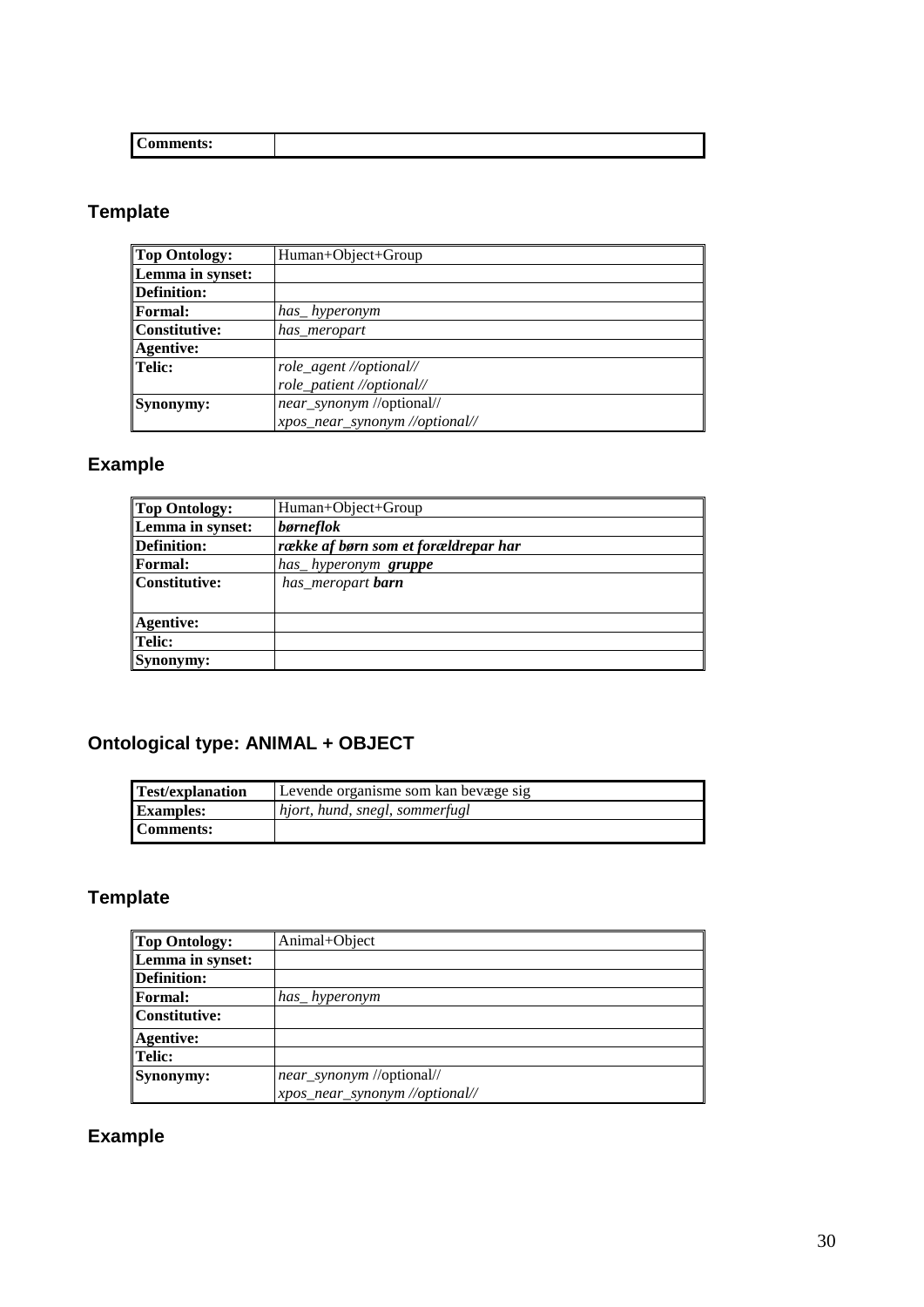| Comments: | |
|---|---|

## Template

| Top Ontology: | Human+Object+Group |
|---|---|
| Lemma in synset: | |
| Definition: | |
| Formal: | *has_ hyperonym* |
| Constitutive: | *has_meropart* |
| Agentive: | |
| Telic: | *role_agent //optional//*<br>*role_patient //optional//* |
| Synonymy: | *near_synonym* //optional//<br>*xpos_near_synonym //optional//* |

## Example

| Top Ontology: | Human+Object+Group |
|---|---|
| Lemma in synset: | ***børneflok*** |
| Definition: | ***række af børn som et forældrepar har*** |
| Formal: | *has_ hyperonym* ***gruppe*** |
| Constitutive: | *has_meropart* ***barn*** |
| Agentive: | |
| Telic: | |
| Synonymy: | |

## Ontological type: ANIMAL + OBJECT

| Test/explanation | Levende organisme som kan bevæge sig |
|---|---|
| Examples: | *hjort, hund, snegl, sommerfugl* |
| Comments: | |

## Template

| Top Ontology: | Animal+Object |
|---|---|
| Lemma in synset: | |
| Definition: | |
| Formal: | *has_ hyperonym* |
| Constitutive: | |
| Agentive: | |
| Telic: | |
| Synonymy: | *near_synonym* //optional//<br>*xpos_near_synonym //optional//* |

## Example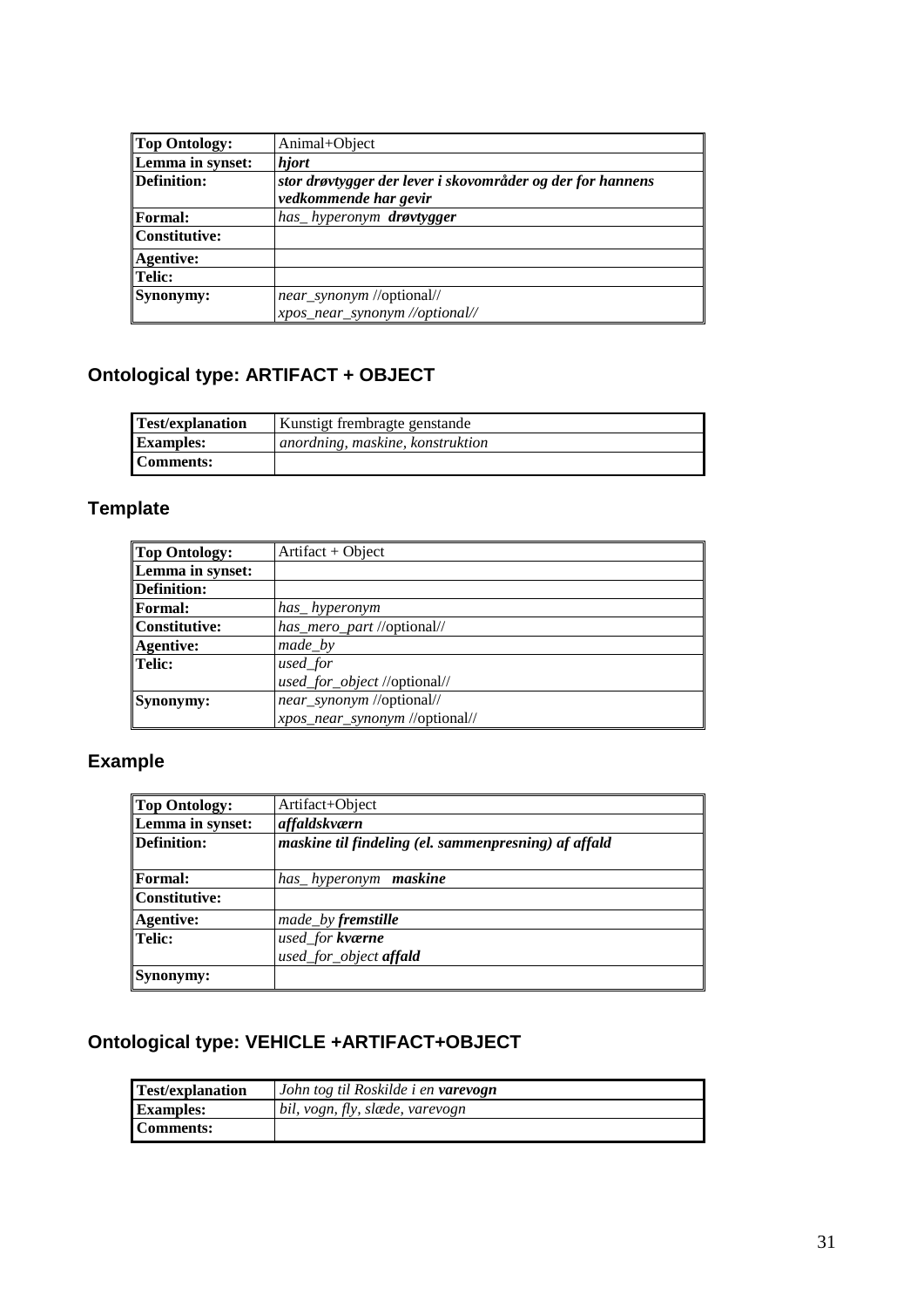| Top Ontology: | Animal+Object |
|---|---|
| Lemma in synset: | ***hjort*** |
| Definition: | ***stor drøvtygger der lever i skovområder og der for hannens vedkommende har gevir*** |
| Formal: | *has_ hyperonym* ***drøvtygger*** |
| Constitutive: | |
| Agentive: | |
| Telic: | |
| Synonymy: | *near_synonym* //optional//<br>*xpos_near_synonym //optional//* |

## Ontological type: ARTIFACT + OBJECT

| Test/explanation | Kunstigt frembragte genstande |
|---|---|
| Examples: | *anordning, maskine, konstruktion* |
| Comments: | |

### Template

| Top Ontology: | Artifact + Object |
|---|---|
| Lemma in synset: | |
| Definition: | |
| Formal: | *has_ hyperonym* |
| Constitutive: | *has_mero_part* //optional// |
| Agentive: | *made_by* |
| Telic: | *used_for*<br>*used_for_object* //optional// |
| Synonymy: | *near_synonym* //optional//<br>*xpos_near_synonym* //optional// |

### Example

| Top Ontology: | Artifact+Object |
|---|---|
| Lemma in synset: | ***affaldskværn*** |
| Definition: | ***maskine til findeling (el. sammenpresning) af affald*** |
| Formal: | *has_ hyperonym* ***maskine*** |
| Constitutive: | |
| Agentive: | *made_by* ***fremstille*** |
| Telic: | *used_for* ***kværne***<br>*used_for_object* ***affald*** |
| Synonymy: | |

## Ontological type: VEHICLE +ARTIFACT+OBJECT

| Test/explanation | *John tog til Roskilde i en* ***varevogn*** |
|---|---|
| Examples: | *bil, vogn, fly, slæde, varevogn* |
| Comments: | |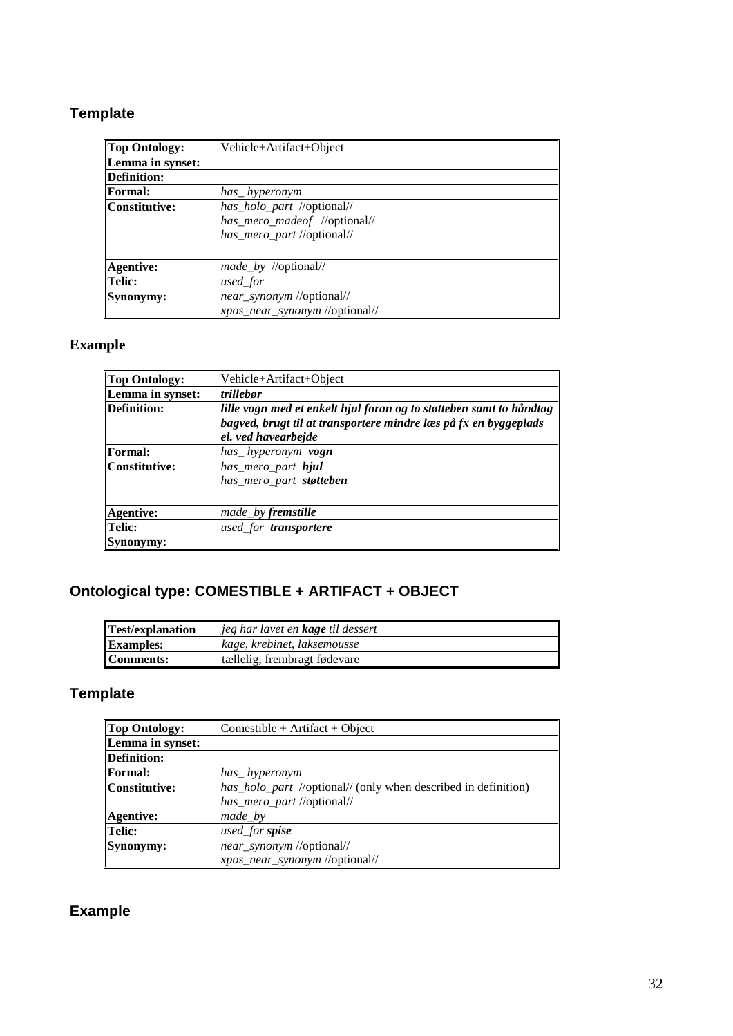### Template

| Top Ontology: | Vehicle+Artifact+Object |
|---|---|
| Lemma in synset: | |
| Definition: | |
| Formal: | *has_ hyperonym* |
| Constitutive: | *has_holo_part* //optional//<br>*has_mero_madeof* //optional//<br>*has_mero_part* //optional// |
| Agentive: | *made_by* //optional// |
| Telic: | *used_for* |
| Synonymy: | *near_synonym* //optional//<br>*xpos_near_synonym* //optional// |

### Example

| Top Ontology: | Vehicle+Artifact+Object |
|---|---|
| Lemma in synset: | ***trillebør*** |
| Definition: | ***lille vogn med et enkelt hjul foran og to støtteben samt to håndtag bagved, brugt til at transportere mindre læs på fx en byggeplads el. ved havearbejde*** |
| Formal: | *has_ hyperonym* ***vogn*** |
| Constitutive: | *has_mero_part* ***hjul***<br>*has_mero_part* ***støtteben*** |
| Agentive: | *made_by* ***fremstille*** |
| Telic: | *used_for* ***transportere*** |
| Synonymy: | |

## Ontological type: COMESTIBLE + ARTIFACT + OBJECT

| Test/explanation | *jeg har lavet en **kage** til dessert* |
|---|---|
| Examples: | *kage, krebinet, laksemousse* |
| Comments: | tællelig, frembragt fødevare |

### Template

| Top Ontology: | Comestible + Artifact + Object |
|---|---|
| Lemma in synset: | |
| Definition: | |
| Formal: | *has_ hyperonym* |
| Constitutive: | *has_holo_part* //optional// (only when described in definition)<br>*has_mero_part* //optional// |
| Agentive: | *made_by* |
| Telic: | *used_for* ***spise*** |
| Synonymy: | *near_synonym* //optional//<br>*xpos_near_synonym* //optional// |

### Example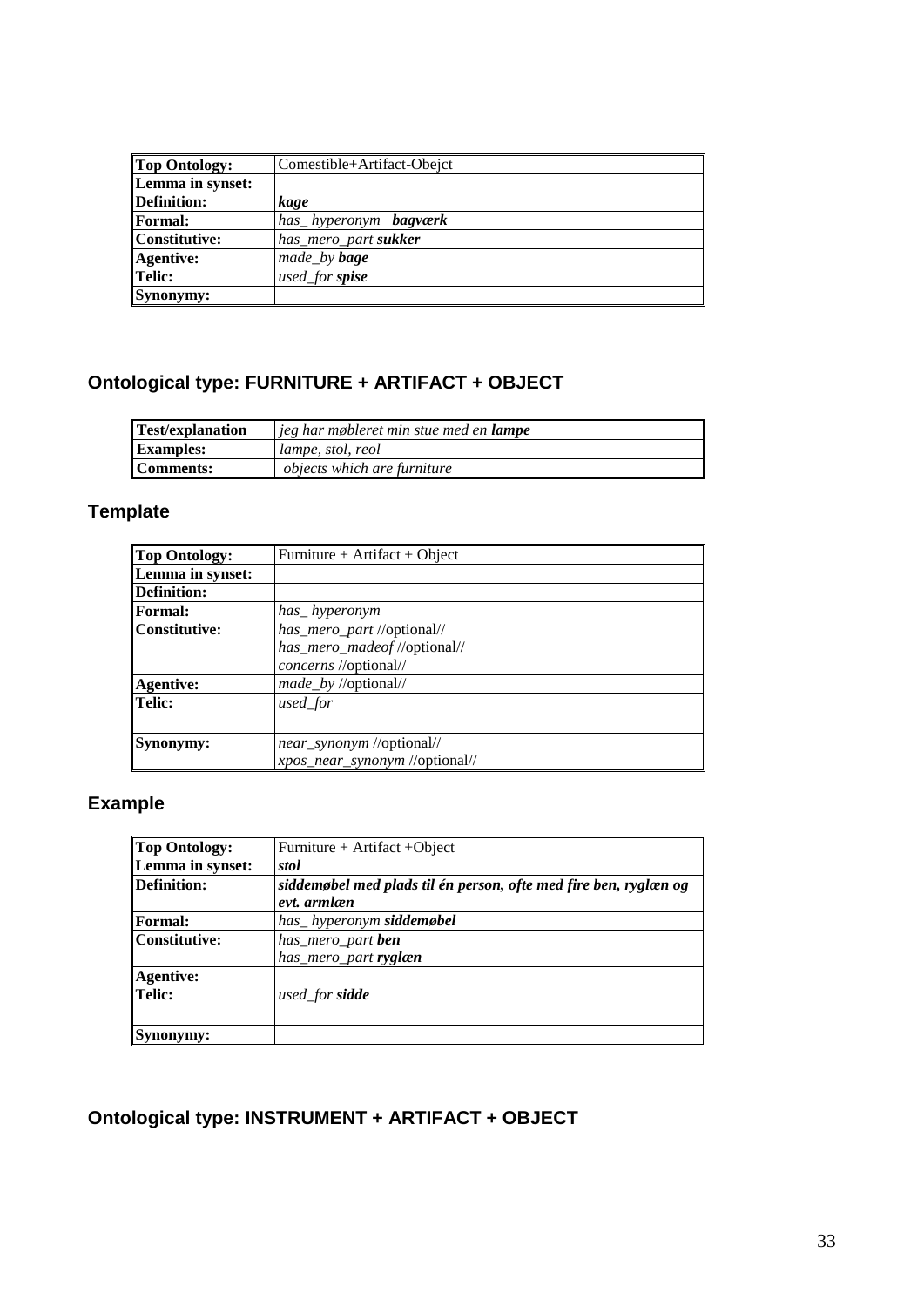| Top Ontology: | Comestible+Artifact-Obejct |
|---|---|
| Lemma in synset: | |
| Definition: | ***kage*** |
| Formal: | *has_ hyperonym* ***bagværk*** |
| Constitutive: | *has_mero_part* ***sukker*** |
| Agentive: | *made_by* ***bage*** |
| Telic: | *used_for* ***spise*** |
| Synonymy: | |

## Ontological type: FURNITURE + ARTIFACT + OBJECT

| Test/explanation | *jeg har møbleret min stue med en* ***lampe*** |
|---|---|
| Examples: | *lampe, stol, reol* |
| Comments: | *objects which are furniture* |

### Template

| Top Ontology: | Furniture + Artifact + Object |
|---|---|
| Lemma in synset: | |
| Definition: | |
| Formal: | *has_ hyperonym* |
| Constitutive: | *has_mero_part* //optional//<br>*has_mero_madeof* //optional//<br>*concerns* //optional// |
| Agentive: | *made_by* //optional// |
| Telic: | *used_for* |
| Synonymy: | *near_synonym* //optional//<br>*xpos_near_synonym* //optional// |

### Example

| Top Ontology: | Furniture + Artifact +Object |
|---|---|
| Lemma in synset: | ***stol*** |
| Definition: | ***siddemøbel med plads til én person, ofte med fire ben, ryglæn og evt. armlæn*** |
| Formal: | *has_ hyperonym* ***siddemøbel*** |
| Constitutive: | *has_mero_part* ***ben***<br>*has_mero_part* ***ryglæn*** |
| Agentive: | |
| Telic: | *used_for* ***sidde*** |
| Synonymy: | |

## Ontological type: INSTRUMENT + ARTIFACT + OBJECT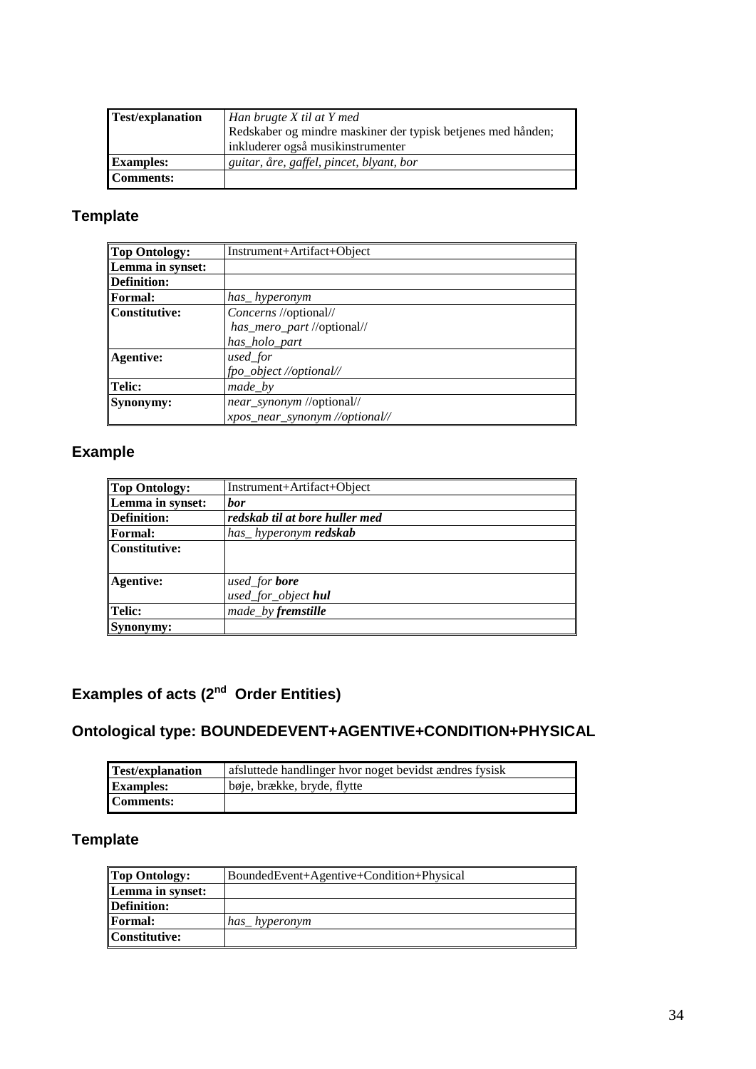| Test/explanation | *Han brugte X til at Y med* Redskaber og mindre maskiner der typisk betjenes med hånden; inkluderer også musikinstrumenter |
|---|---|
| **Examples:** | *guitar, åre, gaffel, pincet, blyant, bor* |
| **Comments:** | |

## Template

| Top Ontology: | Instrument+Artifact+Object |
|---|---|
| **Lemma in synset:** | |
| **Definition:** | |
| **Formal:** | *has_ hyperonym* |
| **Constitutive:** | *Concerns* //optional// *has_mero_part* //optional// *has_holo_part* |
| **Agentive:** | *used_for* *fpo_object //optional//* |
| **Telic:** | *made_by* |
| **Synonymy:** | *near_synonym* //optional// *xpos_near_synonym //optional//* |

## Example

| Top Ontology: | Instrument+Artifact+Object |
|---|---|
| **Lemma in synset:** | ***bor*** |
| **Definition:** | ***redskab til at bore huller med*** |
| **Formal:** | *has_ hyperonym* ***redskab*** |
| **Constitutive:** | |
| **Agentive:** | *used_for* ***bore*** *used_for_object* ***hul*** |
| **Telic:** | *made_by* ***fremstille*** |
| **Synonymy:** | |

## Examples of acts (2nd Order Entities)

## Ontological type: BOUNDEDEVENT+AGENTIVE+CONDITION+PHYSICAL

| Test/explanation | afsluttede handlinger hvor noget bevidst ændres fysisk |
|---|---|
| **Examples:** | bøje, brække, bryde, flytte |
| **Comments:** | |

## Template

| Top Ontology: | BoundedEvent+Agentive+Condition+Physical |
|---|---|
| **Lemma in synset:** | |
| **Definition:** | |
| **Formal:** | *has_ hyperonym* |
| **Constitutive:** | |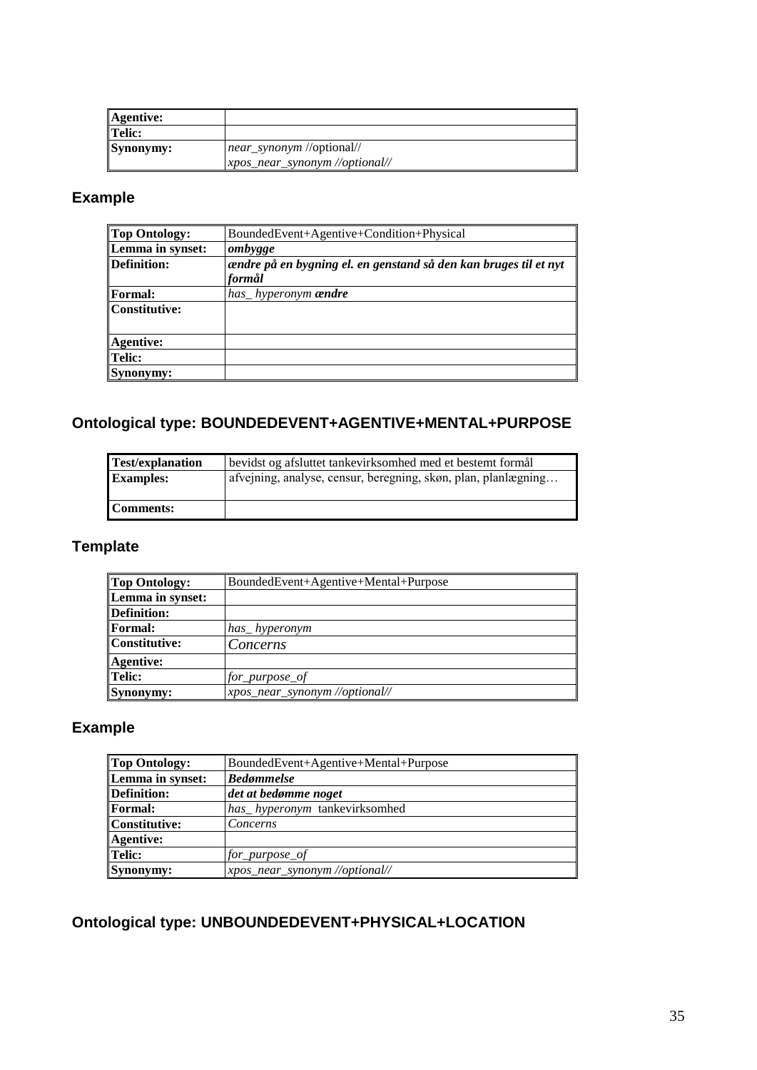| | |
|---|---|
| **Agentive:** | |
| **Telic:** | |
| **Synonymy:** | *near_synonym* //optional//<br>*xpos_near_synonym //optional//* |

## Example

| | |
|---|---|
| **Top Ontology:** | BoundedEvent+Agentive+Condition+Physical |
| **Lemma in synset:** | ***ombygge*** |
| **Definition:** | ***ændre på en bygning el. en genstand så den kan bruges til et nyt formål*** |
| **Formal:** | *has_ hyperonym* ***ændre*** |
| **Constitutive:** | |
| **Agentive:** | |
| **Telic:** | |
| **Synonymy:** | |

## Ontological type: BOUNDEDEVENT+AGENTIVE+MENTAL+PURPOSE

| | |
|---|---|
| **Test/explanation** | bevidst og afsluttet tankevirksomhed med et bestemt formål |
| **Examples:** | afvejning, analyse, censur, beregning, skøn, plan, planlægning… |
| **Comments:** | |

## Template

| | |
|---|---|
| **Top Ontology:** | BoundedEvent+Agentive+Mental+Purpose |
| **Lemma in synset:** | |
| **Definition:** | |
| **Formal:** | *has_ hyperonym* |
| **Constitutive:** | *Concerns* |
| **Agentive:** | |
| **Telic:** | *for_purpose_of* |
| **Synonymy:** | *xpos_near_synonym //optional//* |

## Example

| | |
|---|---|
| **Top Ontology:** | BoundedEvent+Agentive+Mental+Purpose |
| **Lemma in synset:** | ***Bedømmelse*** |
| **Definition:** | ***det at bedømme noget*** |
| **Formal:** | *has_ hyperonym* tankevirksomhed |
| **Constitutive:** | *Concerns* |
| **Agentive:** | |
| **Telic:** | *for_purpose_of* |
| **Synonymy:** | *xpos_near_synonym //optional//* |

## Ontological type: UNBOUNDEDEVENT+PHYSICAL+LOCATION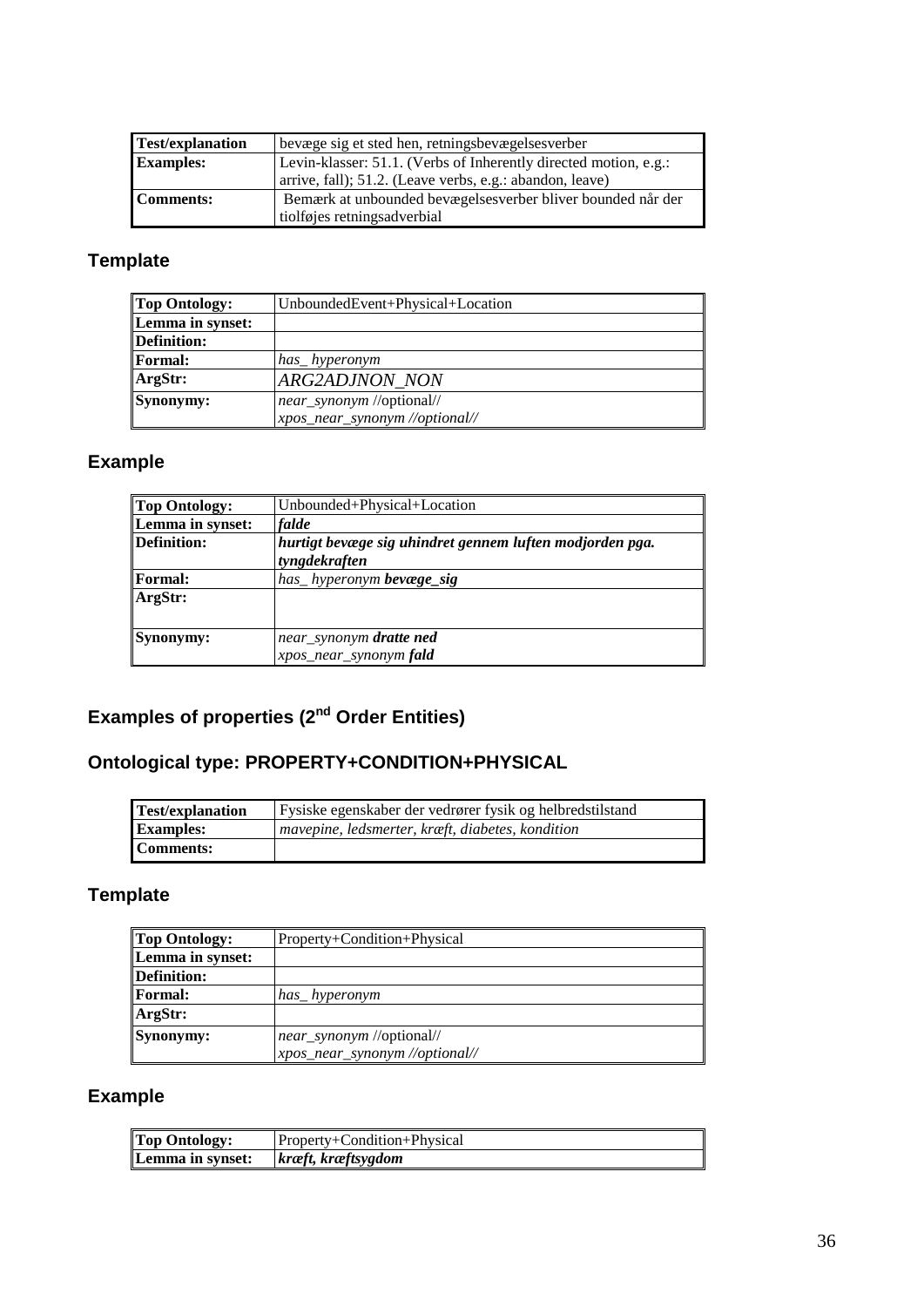| **Test/explanation** | bevæge sig et sted hen, retningsbevægelsesverber |
|---|---|
| **Examples:** | Levin-klasser: 51.1. (Verbs of Inherently directed motion, e.g.: arrive, fall); 51.2. (Leave verbs, e.g.: abandon, leave) |
| **Comments:** | Bemærk at unbounded bevægelsesverber bliver bounded når der tiolføjes retningsadverbial |

### Template

| **Top Ontology:** | UnboundedEvent+Physical+Location |
|---|---|
| **Lemma in synset:** | |
| **Definition:** | |
| **Formal:** | *has_ hyperonym* |
| **ArgStr:** | *ARG2ADJNON_NON* |
| **Synonymy:** | *near_synonym* //optional// *xpos_near_synonym //optional//* |

### Example

| **Top Ontology:** | Unbounded+Physical+Location |
|---|---|
| **Lemma in synset:** | ***falde*** |
| **Definition:** | ***hurtigt bevæge sig uhindret gennem luften modjorden pga. tyngdekraften*** |
| **Formal:** | *has_ hyperonym* ***bevæge_sig*** |
| **ArgStr:** | |
| **Synonymy:** | *near_synonym* ***dratte ned*** *xpos_near_synonym* ***fald*** |

## Examples of properties (2nd Order Entities)

## Ontological type: PROPERTY+CONDITION+PHYSICAL

| **Test/explanation** | Fysiske egenskaber der vedrører fysik og helbredstilstand |
|---|---|
| **Examples:** | *mavepine, ledsmerter, kræft, diabetes, kondition* |
| **Comments:** | |

### Template

| **Top Ontology:** | Property+Condition+Physical |
|---|---|
| **Lemma in synset:** | |
| **Definition:** | |
| **Formal:** | *has_ hyperonym* |
| **ArgStr:** | |
| **Synonymy:** | *near_synonym* //optional// *xpos_near_synonym //optional//* |

### Example

| **Top Ontology:** | Property+Condition+Physical |
|---|---|
| **Lemma in synset:** | ***kræft, kræftsygdom*** |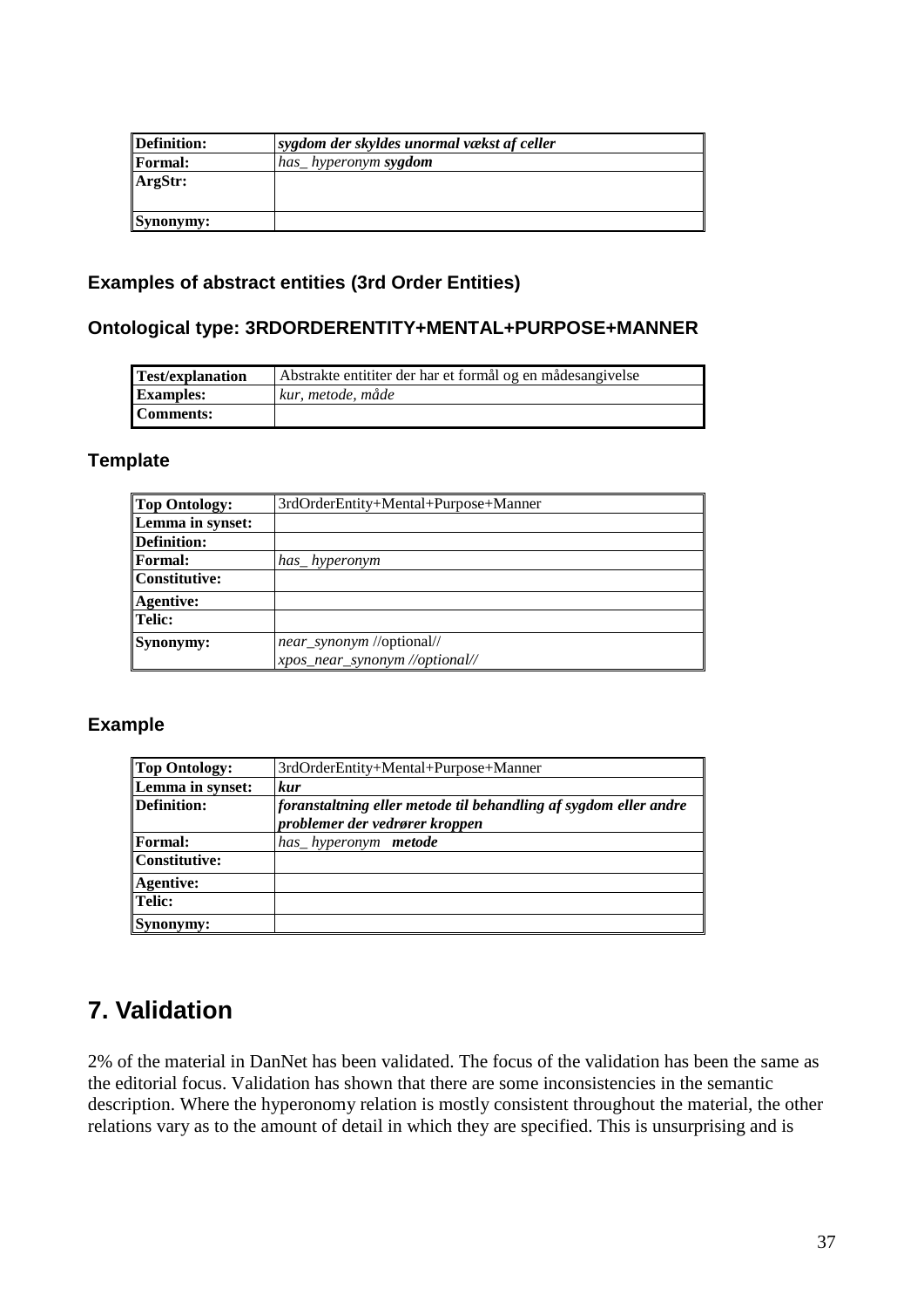| Definition: | ***sygdom der skyldes unormal vækst af celler*** |
|---|---|
| Formal: | *has_ hyperonym* ***sygdom*** |
| ArgStr: | |
| Synonymy: | |

### Examples of abstract entities (3rd Order Entities)

### Ontological type: 3RDORDERENTITY+MENTAL+PURPOSE+MANNER

| Test/explanation | Abstrakte entititer der har et formål og en nådesangivelse |
|---|---|
| Examples: | *kur, metode, måde* |
| Comments: | |

### Template

| Top Ontology: | 3rdOrderEntity+Mental+Purpose+Manner |
|---|---|
| Lemma in synset: | |
| Definition: | |
| Formal: | *has_ hyperonym* |
| Constitutive: | |
| Agentive: | |
| Telic: | |
| Synonymy: | *near_synonym* //optional//<br>*xpos_near_synonym //optional//* |

### Example

| Top Ontology: | 3rdOrderEntity+Mental+Purpose+Manner |
|---|---|
| Lemma in synset: | ***kur*** |
| Definition: | ***foranstaltning eller metode til behandling af sygdom eller andre problemer der vedrører kroppen*** |
| Formal: | *has_ hyperonym* ***metode*** |
| Constitutive: | |
| Agentive: | |
| Telic: | |
| Synonymy: | |

# 7. Validation

2% of the material in DanNet has been validated. The focus of the validation has been the same as the editorial focus. Validation has shown that there are some inconsistencies in the semantic description. Where the hyperonomy relation is mostly consistent throughout the material, the other relations vary as to the amount of detail in which they are specified. This is unsurprising and is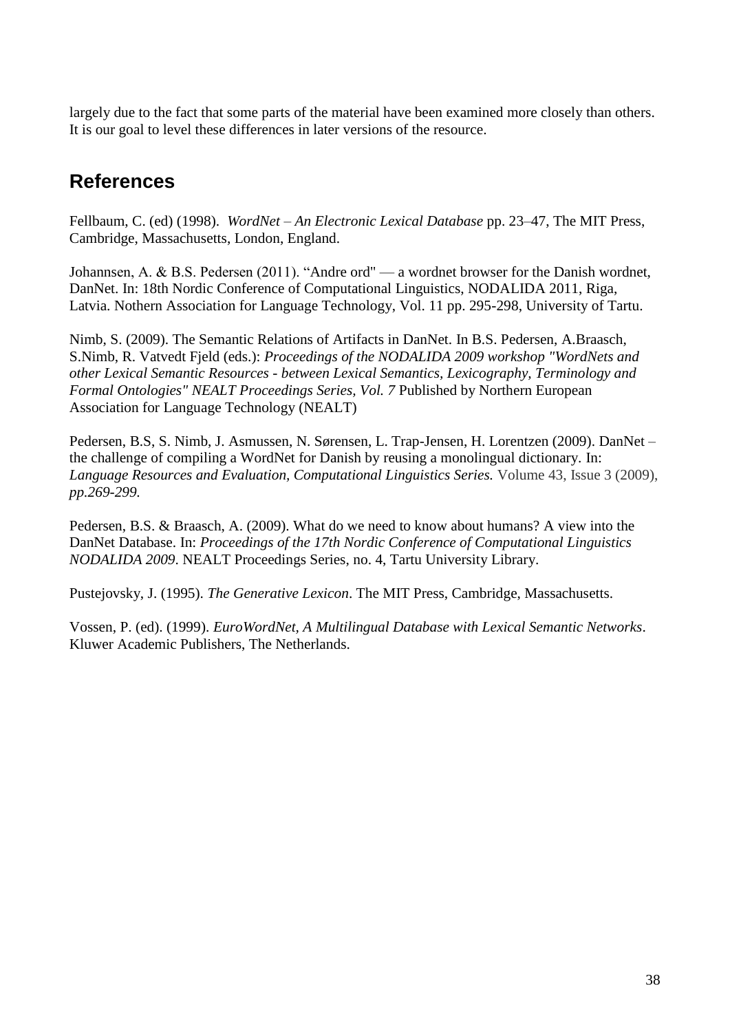largely due to the fact that some parts of the material have been examined more closely than others. It is our goal to level these differences in later versions of the resource.

## References

Fellbaum, C. (ed) (1998). *WordNet – An Electronic Lexical Database* pp. 23–47, The MIT Press, Cambridge, Massachusetts, London, England.

Johannsen, A. & B.S. Pedersen (2011). "Andre ord" — a wordnet browser for the Danish wordnet, DanNet. In: 18th Nordic Conference of Computational Linguistics, NODALIDA 2011, Riga, Latvia. Nothern Association for Language Technology, Vol. 11 pp. 295-298, University of Tartu.

Nimb, S. (2009). The Semantic Relations of Artifacts in DanNet. In B.S. Pedersen, A.Braasch, S.Nimb, R. Vatvedt Fjeld (eds.): *Proceedings of the NODALIDA 2009 workshop "WordNets and other Lexical Semantic Resources - between Lexical Semantics, Lexicography, Terminology and Formal Ontologies" NEALT Proceedings Series, Vol. 7* Published by Northern European Association for Language Technology (NEALT)

Pedersen, B.S, S. Nimb, J. Asmussen, N. Sørensen, L. Trap-Jensen, H. Lorentzen (2009). DanNet – the challenge of compiling a WordNet for Danish by reusing a monolingual dictionary. In: *Language Resources and Evaluation, Computational Linguistics Series.* Volume 43, Issue 3 (2009), *pp.269-299.*

Pedersen, B.S. & Braasch, A. (2009). What do we need to know about humans? A view into the DanNet Database. In: *Proceedings of the 17th Nordic Conference of Computational Linguistics NODALIDA 2009*. NEALT Proceedings Series, no. 4, Tartu University Library.

Pustejovsky, J. (1995). *The Generative Lexicon*. The MIT Press, Cambridge, Massachusetts.

Vossen, P. (ed). (1999). *EuroWordNet, A Multilingual Database with Lexical Semantic Networks*. Kluwer Academic Publishers, The Netherlands.